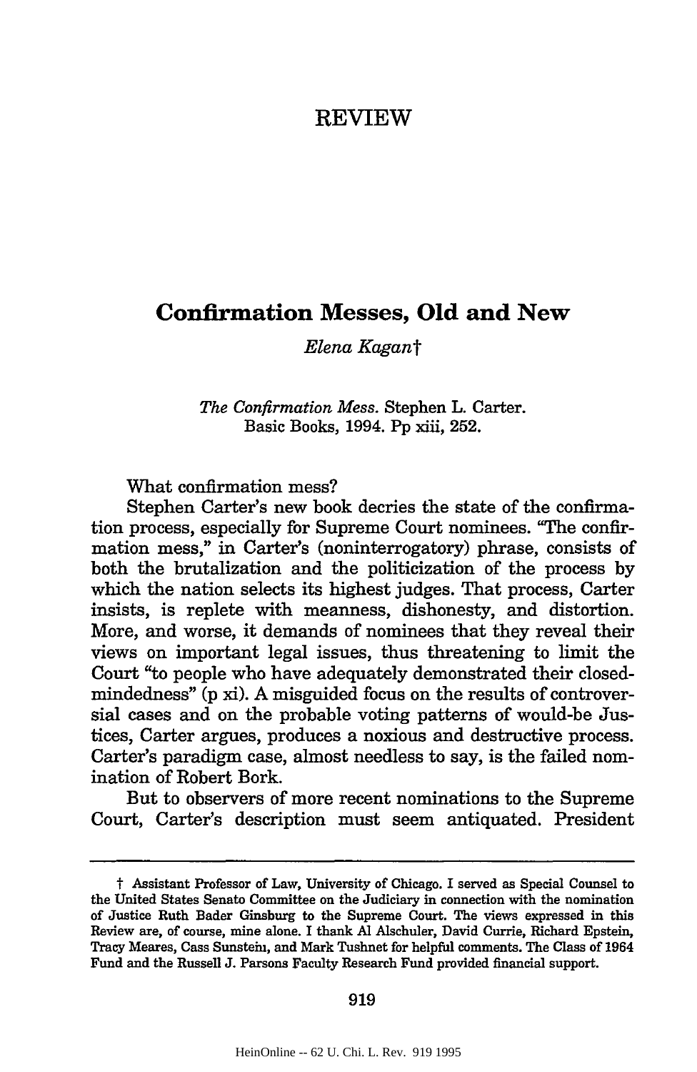# REVIEW

## Confirmation Messes, Old and New

*Elena Kagan*†

*The Confirmation Mess*. Stephen L. Carter. Basic Books, 1994. Pp xiii, 252.

What confirmation mess?

Stephen Carter's new book decries the state of the confirmation process, especially for Supreme Court nominees. "The confirmation mess," in Carter's (noninterrogatory) phrase, consists of both the brutalization and the politicization of the process by which the nation selects its highest judges. That process, Carter insists, is replete with meanness, dishonesty, and distortion. More, and worse, it demands of nominees that they reveal their views on important legal issues, thus threatening to limit the Court "to people who have adequately demonstrated their closed-mindedness" (p xi). A misguided focus on the results of controversial cases and on the probable voting patterns of would-be Justices, Carter argues, produces a noxious and destructive process. Carter's paradigm case, almost needless to say, is the failed nomination of Robert Bork.

But to observers of more recent nominations to the Supreme Court, Carter's description must seem antiquated. President

† Assistant Professor of Law, University of Chicago. I served as Special Counsel to the United States Senato Committee on the Judiciary in connection with the nomination of Justice Ruth Bader Ginsburg to the Supreme Court. The views expressed in this Review are, of course, mine alone. I thank Al Alschuler, David Currie, Richard Epstein, Tracy Meares, Cass Sunstein, and Mark Tushnet for helpful comments. The Class of 1964 Fund and the Russell J. Parsons Faculty Research Fund provided financial support.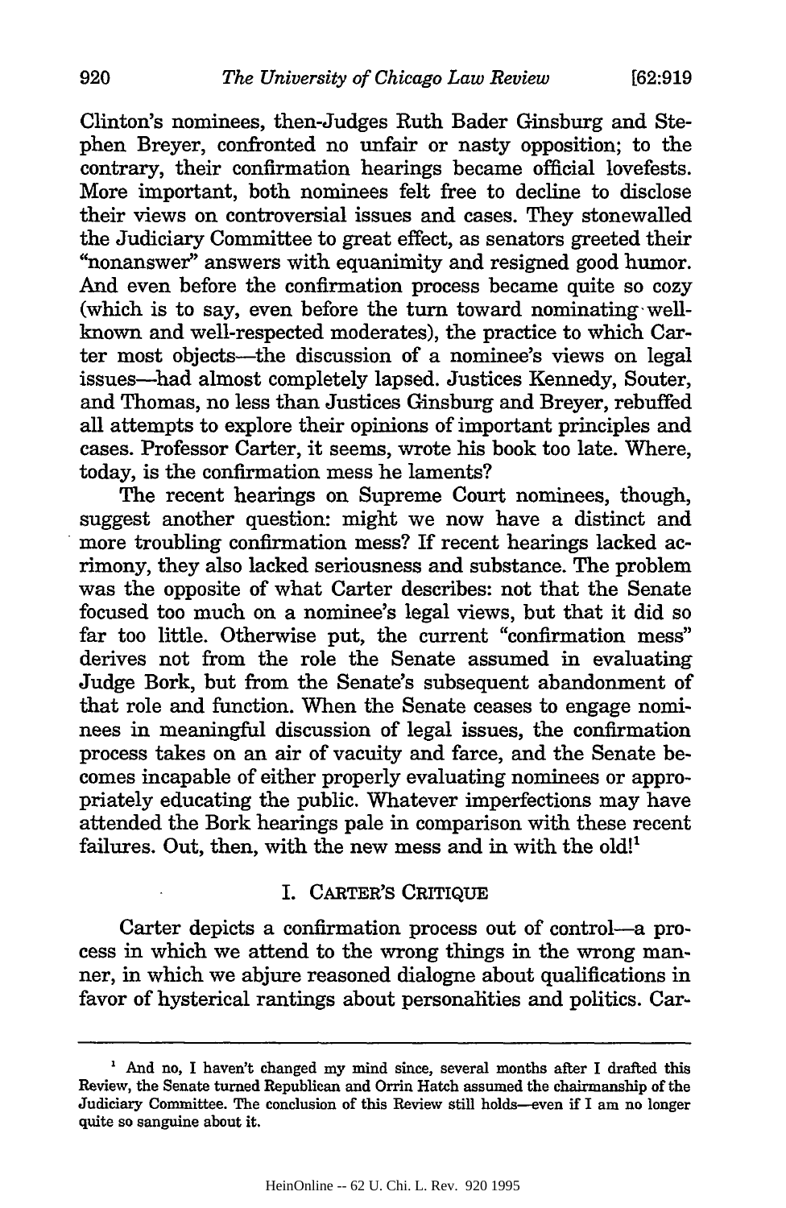Clinton's nominees, then-Judges Ruth Bader Ginsburg and Stephen Breyer, confronted no unfair or nasty opposition; to the contrary, their confirmation hearings became official lovefests. More important, both nominees felt free to decline to disclose their views on controversial issues and cases. They stonewalled the Judiciary Committee to great effect, as senators greeted their "nonanswer" answers with equanimity and resigned good humor. And even before the confirmation process became quite so cozy (which is to say, even before the turn toward nominating well-known and well-respected moderates), the practice to which Carter most objects—the discussion of a nominee's views on legal issues—had almost completely lapsed. Justices Kennedy, Souter, and Thomas, no less than Justices Ginsburg and Breyer, rebuffed all attempts to explore their opinions of important principles and cases. Professor Carter, it seems, wrote his book too late. Where, today, is the confirmation mess he laments?

The recent hearings on Supreme Court nominees, though, suggest another question: might we now have a distinct and more troubling confirmation mess? If recent hearings lacked acrimony, they also lacked seriousness and substance. The problem was the opposite of what Carter describes: not that the Senate focused too much on a nominee's legal views, but that it did so far too little. Otherwise put, the current "confirmation mess" derives not from the role the Senate assumed in evaluating Judge Bork, but from the Senate's subsequent abandonment of that role and function. When the Senate ceases to engage nominees in meaningful discussion of legal issues, the confirmation process takes on an air of vacuity and farce, and the Senate becomes incapable of either properly evaluating nominees or appropriately educating the public. Whatever imperfections may have attended the Bork hearings pale in comparison with these recent failures. Out, then, with the new mess and in with the old![1]

## I. CARTER'S CRITIQUE

Carter depicts a confirmation process out of control—a process in which we attend to the wrong things in the wrong manner, in which we abjure reasoned dialogue about qualifications in favor of hysterical rantings about personalities and politics. Car-

---

[1] And no, I haven't changed my mind since, several months after I drafted this Review, the Senate turned Republican and Orrin Hatch assumed the chairmanship of the Judiciary Committee. The conclusion of this Review still holds—even if I am no longer quite so sanguine about it.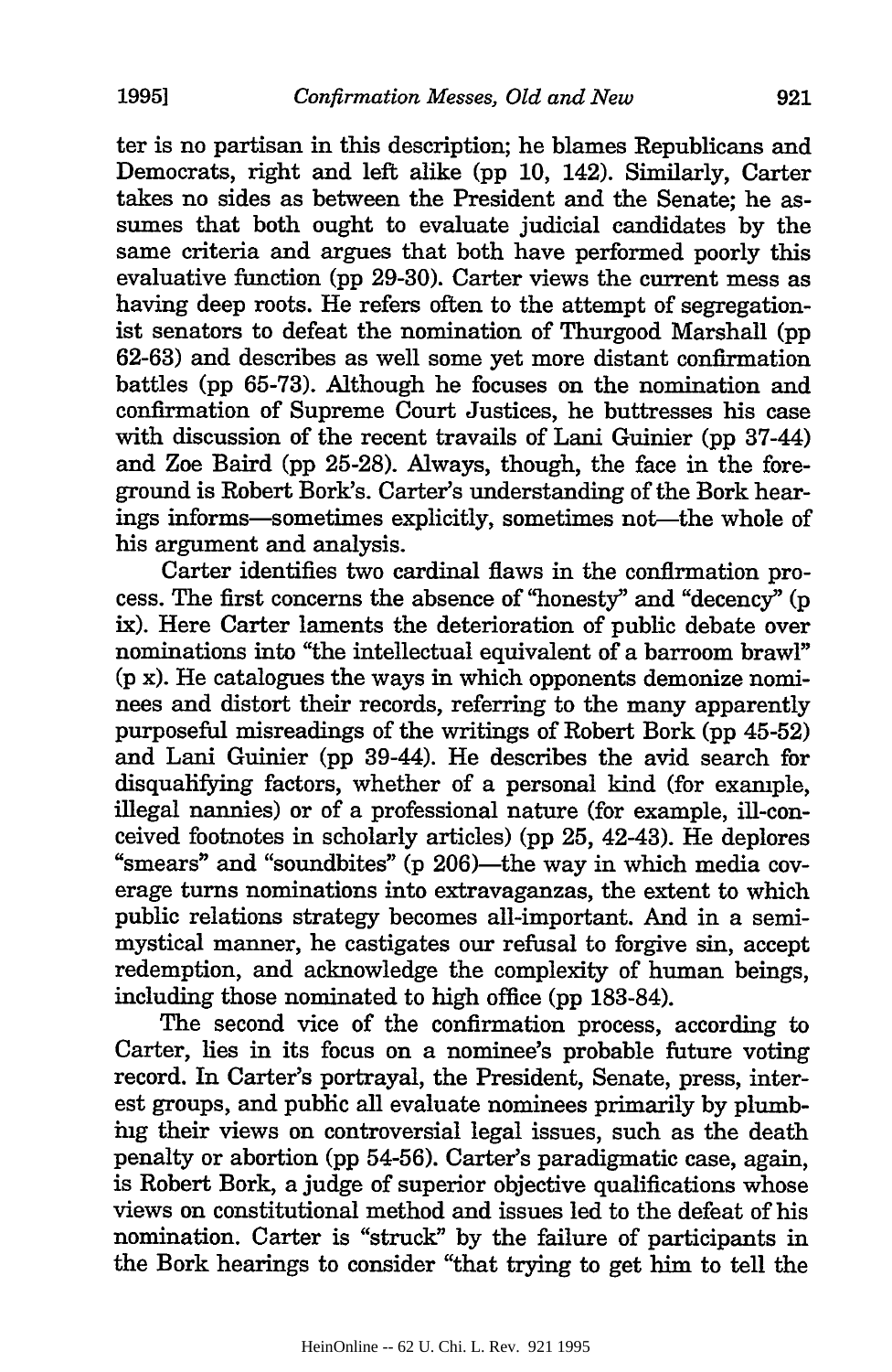ter is no partisan in this description; he blames Republicans and Democrats, right and left alike (pp 10, 142). Similarly, Carter takes no sides as between the President and the Senate; he assumes that both ought to evaluate judicial candidates by the same criteria and argues that both have performed poorly this evaluative function (pp 29-30). Carter views the current mess as having deep roots. He refers often to the attempt of segregationist senators to defeat the nomination of Thurgood Marshall (pp 62-63) and describes as well some yet more distant confirmation battles (pp 65-73). Although he focuses on the nomination and confirmation of Supreme Court Justices, he buttresses his case with discussion of the recent travails of Lani Guinier (pp 37-44) and Zoe Baird (pp 25-28). Always, though, the face in the foreground is Robert Bork's. Carter's understanding of the Bork hearings informs—sometimes explicitly, sometimes not—the whole of his argument and analysis.

Carter identifies two cardinal flaws in the confirmation process. The first concerns the absence of "honesty" and "decency" (p ix). Here Carter laments the deterioration of public debate over nominations into "the intellectual equivalent of a barroom brawl" (p x). He catalogues the ways in which opponents demonize nominees and distort their records, referring to the many apparently purposeful misreadings of the writings of Robert Bork (pp 45-52) and Lani Guinier (pp 39-44). He describes the avid search for disqualifying factors, whether of a personal kind (for example, illegal nannies) or of a professional nature (for example, ill-conceived footnotes in scholarly articles) (pp 25, 42-43). He deplores "smears" and "soundbites" (p 206)—the way in which media coverage turns nominations into extravaganzas, the extent to which public relations strategy becomes all-important. And in a semi-mystical manner, he castigates our refusal to forgive sin, accept redemption, and acknowledge the complexity of human beings, including those nominated to high office (pp 183-84).

The second vice of the confirmation process, according to Carter, lies in its focus on a nominee's probable future voting record. In Carter's portrayal, the President, Senate, press, interest groups, and public all evaluate nominees primarily by plumbing their views on controversial legal issues, such as the death penalty or abortion (pp 54-56). Carter's paradigmatic case, again, is Robert Bork, a judge of superior objective qualifications whose views on constitutional method and issues led to the defeat of his nomination. Carter is "struck" by the failure of participants in the Bork hearings to consider "that trying to get him to tell the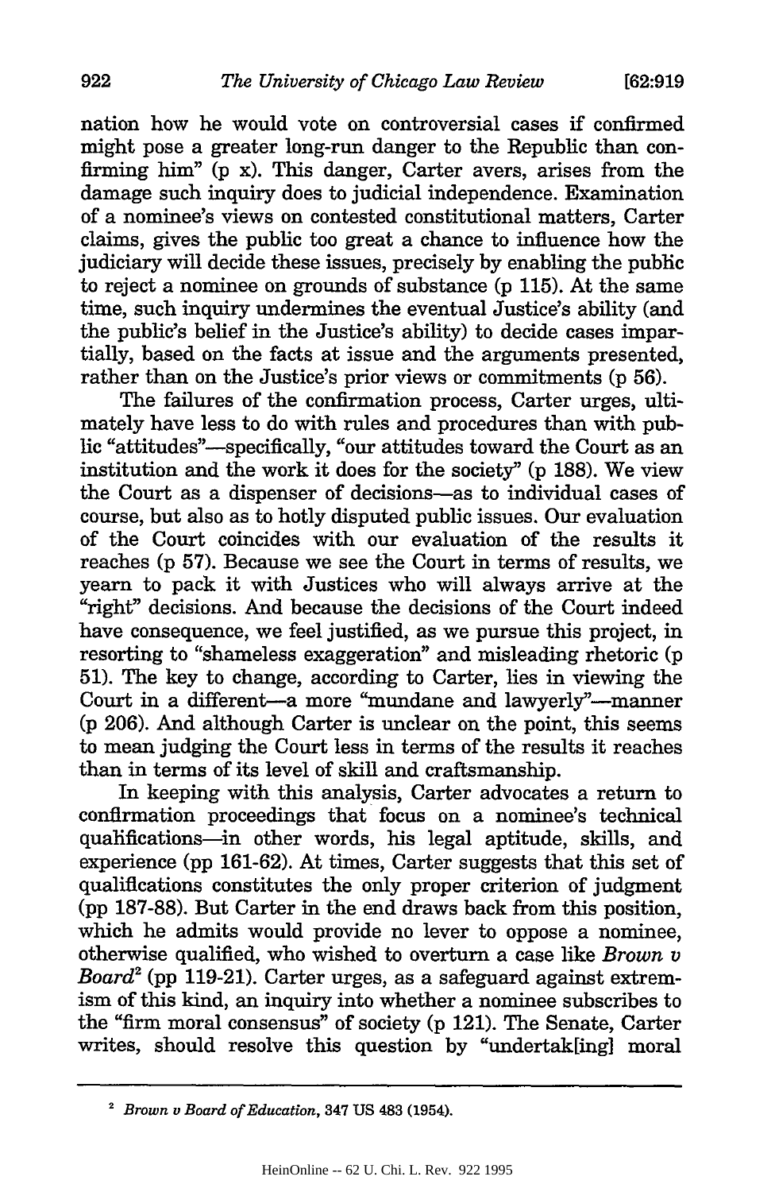nation how he would vote on controversial cases if confirmed might pose a greater long-run danger to the Republic than confirming him" (p x). This danger, Carter avers, arises from the damage such inquiry does to judicial independence. Examination of a nominee's views on contested constitutional matters, Carter claims, gives the public too great a chance to influence how the judiciary will decide these issues, precisely by enabling the public to reject a nominee on grounds of substance (p 115). At the same time, such inquiry undermines the eventual Justice's ability (and the public's belief in the Justice's ability) to decide cases impartially, based on the facts at issue and the arguments presented, rather than on the Justice's prior views or commitments (p 56).

The failures of the confirmation process, Carter urges, ultimately have less to do with rules and procedures than with public "attitudes"—specifically, "our attitudes toward the Court as an institution and the work it does for the society" (p 188). We view the Court as a dispenser of decisions—as to individual cases of course, but also as to hotly disputed public issues. Our evaluation of the Court coincides with our evaluation of the results it reaches (p 57). Because we see the Court in terms of results, we yearn to pack it with Justices who will always arrive at the "right" decisions. And because the decisions of the Court indeed have consequence, we feel justified, as we pursue this project, in resorting to "shameless exaggeration" and misleading rhetoric (p 51). The key to change, according to Carter, lies in viewing the Court in a different—a more "mundane and lawyerly"—manner (p 206). And although Carter is unclear on the point, this seems to mean judging the Court less in terms of the results it reaches than in terms of its level of skill and craftsmanship.

In keeping with this analysis, Carter advocates a return to confirmation proceedings that focus on a nominee's technical qualifications—in other words, his legal aptitude, skills, and experience (pp 161-62). At times, Carter suggests that this set of qualifications constitutes the only proper criterion of judgment (pp 187-88). But Carter in the end draws back from this position, which he admits would provide no lever to oppose a nominee, otherwise qualified, who wished to overturn a case like *Brown v Board*[2] (pp 119-21). Carter urges, as a safeguard against extremism of this kind, an inquiry into whether a nominee subscribes to the "firm moral consensus" of society (p 121). The Senate, Carter writes, should resolve this question by "undertak[ing] moral

[2] *Brown v Board of Education*, 347 US 483 (1954).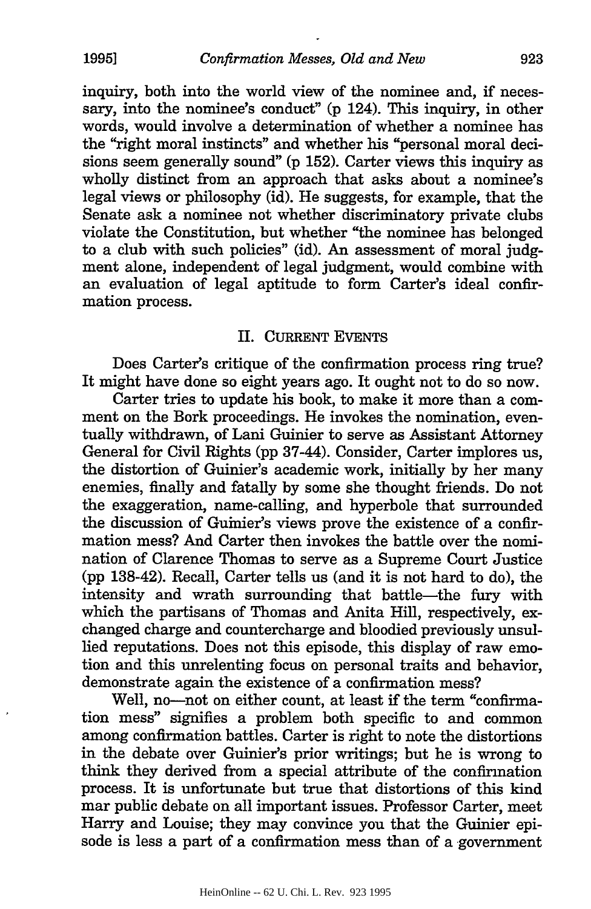inquiry, both into the world view of the nominee and, if necessary, into the nominee's conduct" (p 124). This inquiry, in other words, would involve a determination of whether a nominee has the "right moral instincts" and whether his "personal moral decisions seem generally sound" (p 152). Carter views this inquiry as wholly distinct from an approach that asks about a nominee's legal views or philosophy (id). He suggests, for example, that the Senate ask a nominee not whether discriminatory private clubs violate the Constitution, but whether "the nominee has belonged to a club with such policies" (id). An assessment of moral judgment alone, independent of legal judgment, would combine with an evaluation of legal aptitude to form Carter's ideal confirmation process.

## II. CURRENT EVENTS

Does Carter's critique of the confirmation process ring true? It might have done so eight years ago. It ought not to do so now.

Carter tries to update his book, to make it more than a comment on the Bork proceedings. He invokes the nomination, eventually withdrawn, of Lani Guinier to serve as Assistant Attorney General for Civil Rights (pp 37-44). Consider, Carter implores us, the distortion of Guinier's academic work, initially by her many enemies, finally and fatally by some she thought friends. Do not the exaggeration, name-calling, and hyperbole that surrounded the discussion of Guinier's views prove the existence of a confirmation mess? And Carter then invokes the battle over the nomination of Clarence Thomas to serve as a Supreme Court Justice (pp 138-42). Recall, Carter tells us (and it is not hard to do), the intensity and wrath surrounding that battle—the fury with which the partisans of Thomas and Anita Hill, respectively, exchanged charge and countercharge and bloodied previously unsullied reputations. Does not this episode, this display of raw emotion and this unrelenting focus on personal traits and behavior, demonstrate again the existence of a confirmation mess?

Well, no—not on either count, at least if the term "confirmation mess" signifies a problem both specific to and common among confirmation battles. Carter is right to note the distortions in the debate over Guinier's prior writings; but he is wrong to think they derived from a special attribute of the confirmation process. It is unfortunate but true that distortions of this kind mar public debate on all important issues. Professor Carter, meet Harry and Louise; they may convince you that the Guinier episode is less a part of a confirmation mess than of a government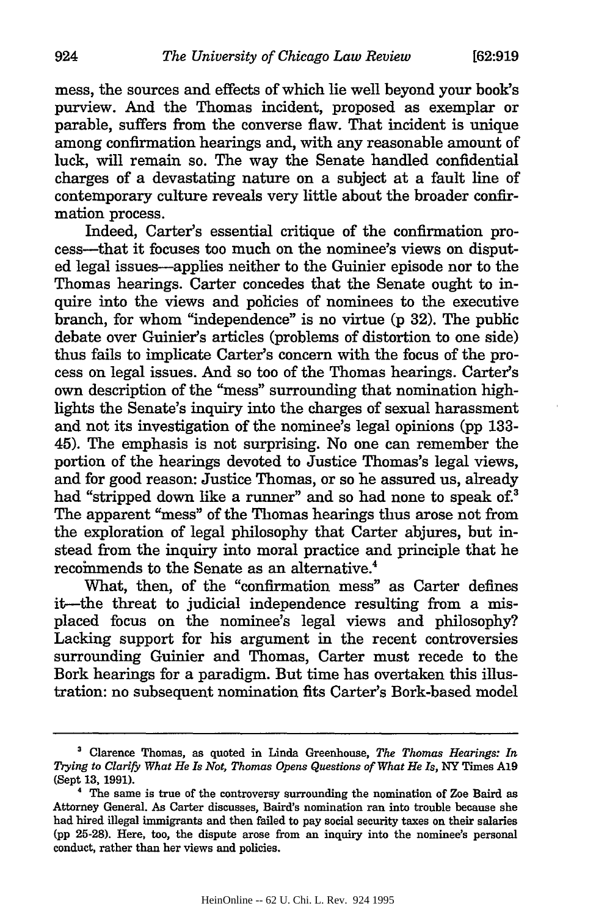mess, the sources and effects of which lie well beyond your book's purview. And the Thomas incident, proposed as exemplar or parable, suffers from the converse flaw. That incident is unique among confirmation hearings and, with any reasonable amount of luck, will remain so. The way the Senate handled confidential charges of a devastating nature on a subject at a fault line of contemporary culture reveals very little about the broader confirmation process.

Indeed, Carter's essential critique of the confirmation process—that it focuses too much on the nominee's views on disputed legal issues—applies neither to the Guinier episode nor to the Thomas hearings. Carter concedes that the Senate ought to inquire into the views and policies of nominees to the executive branch, for whom "independence" is no virtue (p 32). The public debate over Guinier's articles (problems of distortion to one side) thus fails to implicate Carter's concern with the focus of the process on legal issues. And so too of the Thomas hearings. Carter's own description of the "mess" surrounding that nomination highlights the Senate's inquiry into the charges of sexual harassment and not its investigation of the nominee's legal opinions (pp 133-45). The emphasis is not surprising. No one can remember the portion of the hearings devoted to Justice Thomas's legal views, and for good reason: Justice Thomas, or so he assured us, already had "stripped down like a runner" and so had none to speak of.[3] The apparent "mess" of the Thomas hearings thus arose not from the exploration of legal philosophy that Carter abjures, but instead from the inquiry into moral practice and principle that he recommends to the Senate as an alternative.[4]

What, then, of the "confirmation mess" as Carter defines it—the threat to judicial independence resulting from a misplaced focus on the nominee's legal views and philosophy? Lacking support for his argument in the recent controversies surrounding Guinier and Thomas, Carter must recede to the Bork hearings for a paradigm. But time has overtaken this illustration: no subsequent nomination fits Carter's Bork-based model

---

[3] Clarence Thomas, as quoted in Linda Greenhouse, *The Thomas Hearings: In Trying to Clarify What He Is Not, Thomas Opens Questions of What He Is*, NY Times A19 (Sept 13, 1991).

[4] The same is true of the controversy surrounding the nomination of Zoe Baird as Attorney General. As Carter discusses, Baird's nomination ran into trouble because she had hired illegal immigrants and then failed to pay social security taxes on their salaries (pp 25-28). Here, too, the dispute arose from an inquiry into the nominee's personal conduct, rather than her views and policies.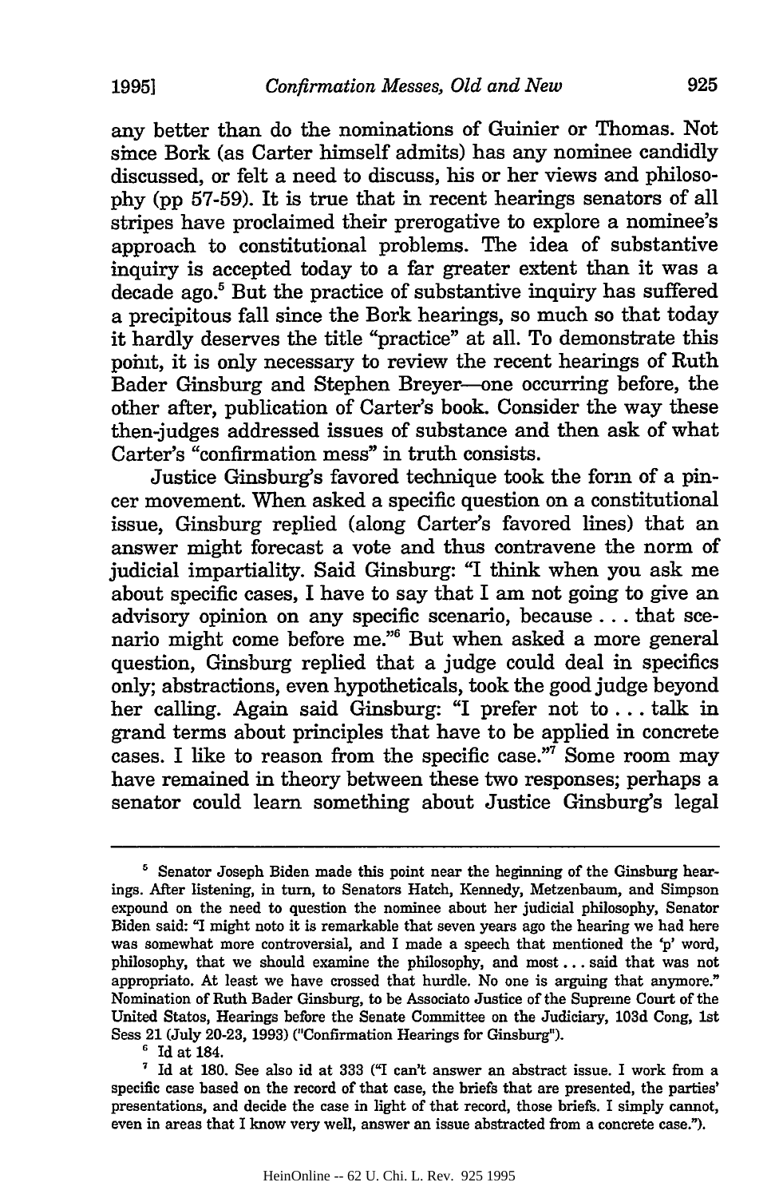any better than do the nominations of Guinier or Thomas. Not since Bork (as Carter himself admits) has any nominee candidly discussed, or felt a need to discuss, his or her views and philosophy (pp 57-59). It is true that in recent hearings senators of all stripes have proclaimed their prerogative to explore a nominee's approach to constitutional problems. The idea of substantive inquiry is accepted today to a far greater extent than it was a decade ago.[5] But the practice of substantive inquiry has suffered a precipitous fall since the Bork hearings, so much so that today it hardly deserves the title "practice" at all. To demonstrate this point, it is only necessary to review the recent hearings of Ruth Bader Ginsburg and Stephen Breyer—one occurring before, the other after, publication of Carter's book. Consider the way these then-judges addressed issues of substance and then ask of what Carter's "confirmation mess" in truth consists.

Justice Ginsburg's favored technique took the form of a pincer movement. When asked a specific question on a constitutional issue, Ginsburg replied (along Carter's favored lines) that an answer might forecast a vote and thus contravene the norm of judicial impartiality. Said Ginsburg: "I think when you ask me about specific cases, I have to say that I am not going to give an advisory opinion on any specific scenario, because . . . that scenario might come before me."[6] But when asked a more general question, Ginsburg replied that a judge could deal in specifics only; abstractions, even hypotheticals, took the good judge beyond her calling. Again said Ginsburg: "I prefer not to . . . talk in grand terms about principles that have to be applied in concrete cases. I like to reason from the specific case."[7] Some room may have remained in theory between these two responses; perhaps a senator could learn something about Justice Ginsburg's legal

---

[5] Senator Joseph Biden made this point near the beginning of the Ginsburg hearings. After listening, in turn, to Senators Hatch, Kennedy, Metzenbaum, and Simpson expound on the need to question the nominee about her judicial philosophy, Senator Biden said: "I might note it is remarkable that seven years ago the hearing we had here was somewhat more controversial, and I made a speech that mentioned the 'p' word, philosophy, that we should examine the philosophy, and most . . . said that was not appropriate. At least we have crossed that hurdle. No one is arguing that anymore." Nomination of Ruth Bader Ginsburg, to be Associate Justice of the Supreme Court of the United States, Hearings before the Senate Committee on the Judiciary, 103d Cong, 1st Sess 21 (July 20-23, 1993) ("Confirmation Hearings for Ginsburg").

[6] Id at 184.

[7] Id at 180. See also id at 333 ("I can't answer an abstract issue. I work from a specific case based on the record of that case, the briefs that are presented, the parties' presentations, and decide the case in light of that record, those briefs. I simply cannot, even in areas that I know very well, answer an issue abstracted from a concrete case.").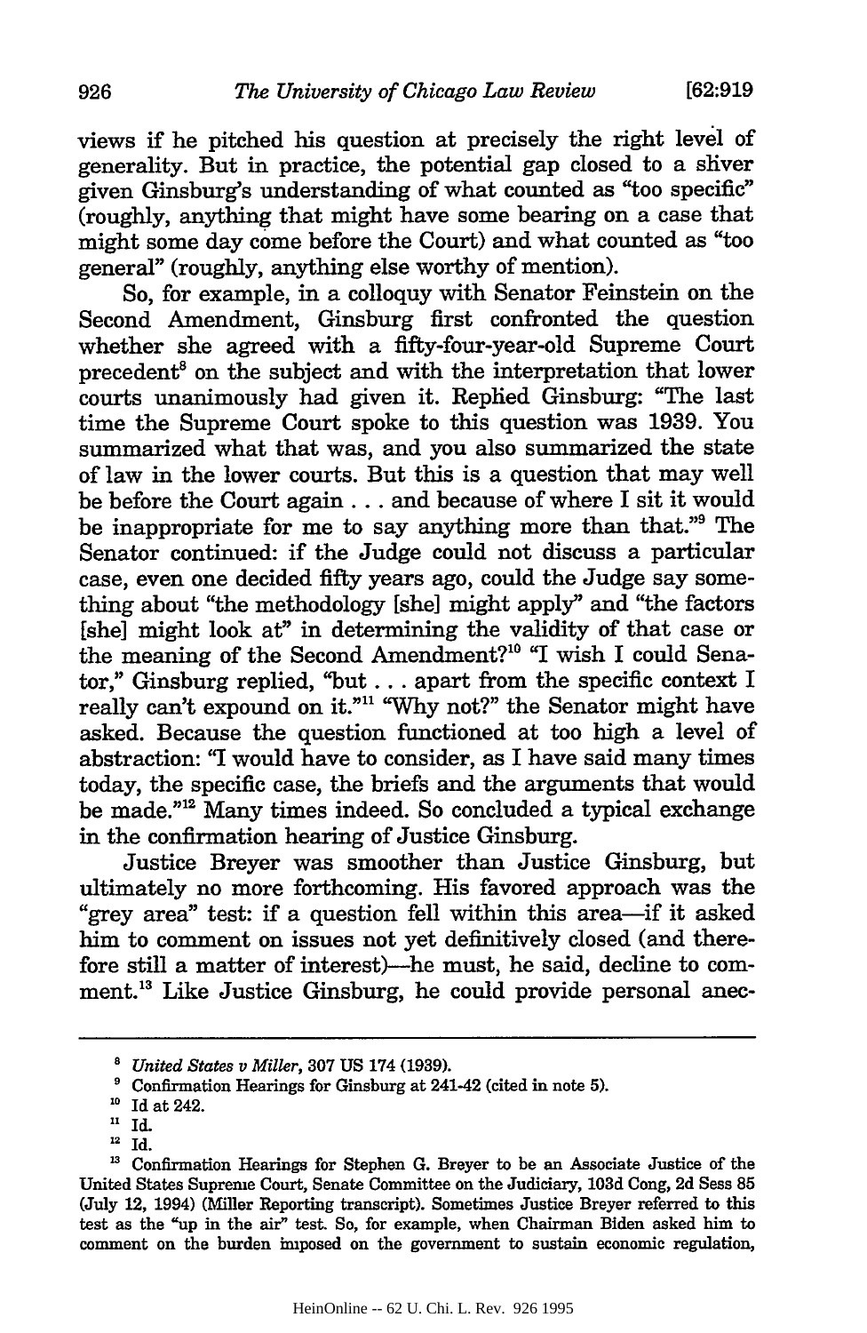views if he pitched his question at precisely the right level of generality. But in practice, the potential gap closed to a sliver given Ginsburg's understanding of what counted as "too specific" (roughly, anything that might have some bearing on a case that might some day come before the Court) and what counted as "too general" (roughly, anything else worthy of mention).

So, for example, in a colloquy with Senator Feinstein on the Second Amendment, Ginsburg first confronted the question whether she agreed with a fifty-four-year-old Supreme Court precedent[8] on the subject and with the interpretation that lower courts unanimously had given it. Replied Ginsburg: "The last time the Supreme Court spoke to this question was 1939. You summarized what that was, and you also summarized the state of law in the lower courts. But this is a question that may well be before the Court again . . . and because of where I sit it would be inappropriate for me to say anything more than that."[9] The Senator continued: if the Judge could not discuss a particular case, even one decided fifty years ago, could the Judge say something about "the methodology [she] might apply" and "the factors [she] might look at" in determining the validity of that case or the meaning of the Second Amendment?[10] "I wish I could Senator," Ginsburg replied, "but . . . apart from the specific context I really can't expound on it."[11] "Why not?" the Senator might have asked. Because the question functioned at too high a level of abstraction: "I would have to consider, as I have said many times today, the specific case, the briefs and the arguments that would be made."[12] Many times indeed. So concluded a typical exchange in the confirmation hearing of Justice Ginsburg.

Justice Breyer was smoother than Justice Ginsburg, but ultimately no more forthcoming. His favored approach was the "grey area" test: if a question fell within this area—if it asked him to comment on issues not yet definitively closed (and therefore still a matter of interest)—he must, he said, decline to comment.[13] Like Justice Ginsburg, he could provide personal anec-

---

[8] *United States v Miller*, 307 US 174 (1939).

[9] Confirmation Hearings for Ginsburg at 241-42 (cited in note 5).

[10] Id at 242.

[11] Id.

[12] Id.

[13] Confirmation Hearings for Stephen G. Breyer to be an Associate Justice of the United States Supreme Court, Senate Committee on the Judiciary, 103d Cong, 2d Sess 85 (July 12, 1994) (Miller Reporting transcript). Sometimes Justice Breyer referred to this test as the "up in the air" test. So, for example, when Chairman Biden asked him to comment on the burden imposed on the government to sustain economic regulation,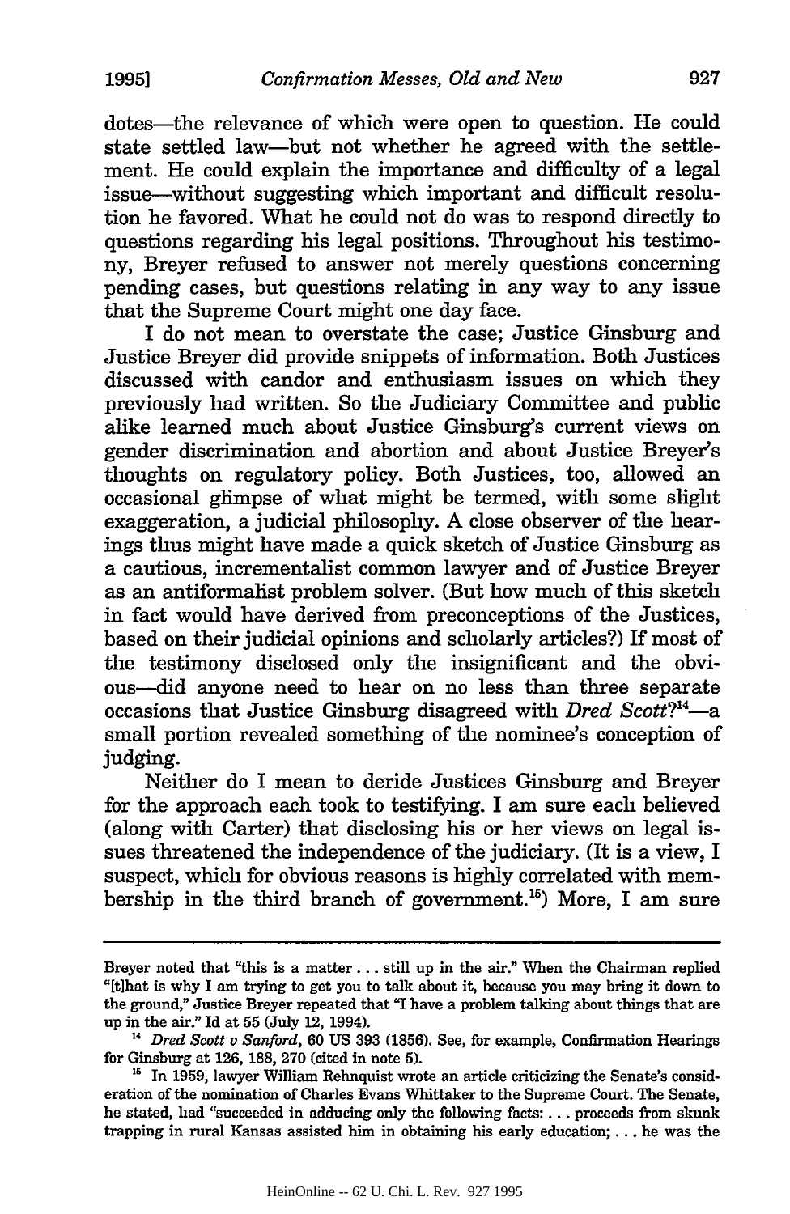dotes—the relevance of which were open to question. He could state settled law—but not whether he agreed with the settlement. He could explain the importance and difficulty of a legal issue—without suggesting which important and difficult resolution he favored. What he could not do was to respond directly to questions regarding his legal positions. Throughout his testimony, Breyer refused to answer not merely questions concerning pending cases, but questions relating in any way to any issue that the Supreme Court might one day face.

I do not mean to overstate the case; Justice Ginsburg and Justice Breyer did provide snippets of information. Both Justices discussed with candor and enthusiasm issues on which they previously had written. So the Judiciary Committee and public alike learned much about Justice Ginsburg's current views on gender discrimination and abortion and about Justice Breyer's thoughts on regulatory policy. Both Justices, too, allowed an occasional glimpse of what might be termed, with some slight exaggeration, a judicial philosophy. A close observer of the hearings thus might have made a quick sketch of Justice Ginsburg as a cautious, incrementalist common lawyer and of Justice Breyer as an antiformalist problem solver. (But how much of this sketch in fact would have derived from preconceptions of the Justices, based on their judicial opinions and scholarly articles?) If most of the testimony disclosed only the insignificant and the obvious—did anyone need to hear on no less than three separate occasions that Justice Ginsburg disagreed with *Dred Scott*?[14]—a small portion revealed something of the nominee's conception of judging.

Neither do I mean to deride Justices Ginsburg and Breyer for the approach each took to testifying. I am sure each believed (along with Carter) that disclosing his or her views on legal issues threatened the independence of the judiciary. (It is a view, I suspect, which for obvious reasons is highly correlated with membership in the third branch of government.[15]) More, I am sure

---

Breyer noted that "this is a matter . . . still up in the air." When the Chairman replied "[t]hat is why I am trying to get you to talk about it, because you may bring it down to the ground," Justice Breyer repeated that "I have a problem talking about things that are up in the air." Id at 55 (July 12, 1994).

[14] *Dred Scott v Sanford*, 60 US 393 (1856). See, for example, Confirmation Hearings for Ginsburg at 126, 188, 270 (cited in note 5).

[15] In 1959, lawyer William Rehnquist wrote an article criticizing the Senate's consideration of the nomination of Charles Evans Whittaker to the Supreme Court. The Senate, he stated, had "succeeded in adducing only the following facts: . . . proceeds from skunk trapping in rural Kansas assisted him in obtaining his early education; . . . he was the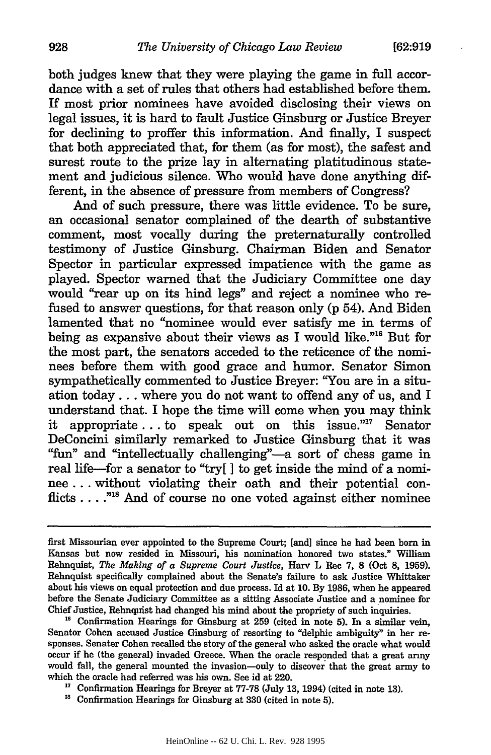both judges knew that they were playing the game in full accordance with a set of rules that others had established before them. If most prior nominees have avoided disclosing their views on legal issues, it is hard to fault Justice Ginsburg or Justice Breyer for declining to proffer this information. And finally, I suspect that both appreciated that, for them (as for most), the safest and surest route to the prize lay in alternating platitudinous statement and judicious silence. Who would have done anything different, in the absence of pressure from members of Congress?

And of such pressure, there was little evidence. To be sure, an occasional senator complained of the dearth of substantive comment, most vocally during the preternaturally controlled testimony of Justice Ginsburg. Chairman Biden and Senator Spector in particular expressed impatience with the game as played. Spector warned that the Judiciary Committee one day would "rear up on its hind legs" and reject a nominee who refused to answer questions, for that reason only (p 54). And Biden lamented that no "nominee would ever satisfy me in terms of being as expansive about their views as I would like."[16] But for the most part, the senators acceded to the reticence of the nominees before them with good grace and humor. Senator Simon sympathetically commented to Justice Breyer: "You are in a situation today . . . where you do not want to offend any of us, and I understand that. I hope the time will come when you may think it appropriate . . . to speak out on this issue."[17] Senator DeConcini similarly remarked to Justice Ginsburg that it was "fun" and "intellectually challenging"—a sort of chess game in real life—for a senator to "try[ ] to get inside the mind of a nominee . . . without violating their oath and their potential conflicts . . . ."[18] And of course no one voted against either nominee

---

first Missourian ever appointed to the Supreme Court; [and] since he had been born in Kansas but now resided in Missouri, his nomination honored two states." William Rehnquist, *The Making of a Supreme Court Justice*, Harv L Rec 7, 8 (Oct 8, 1959). Rehnquist specifically complained about the Senate's failure to ask Justice Whittaker about his views on equal protection and due process. Id at 10. By 1986, when he appeared before the Senate Judiciary Committee as a sitting Associate Justice and a nominee for Chief Justice, Rehnquist had changed his mind about the propriety of such inquiries.

[16] Confirmation Hearings for Ginsburg at 259 (cited in note 5). In a similar vein, Senator Cohen accused Justice Ginsburg of resorting to "delphic ambiguity" in her responses. Senater Cohen recalled the story of the general who asked the oracle what would occur if he (the general) invaded Greece. When the oracle responded that a great army would fall, the general mounted the invasion—only to discover that the great army to which the oracle had referred was his own. See id at 220.

[17] Confirmation Hearings for Breyer at 77-78 (July 13, 1994) (cited in note 13).

[18] Confirmation Hearings for Ginsburg at 330 (cited in note 5).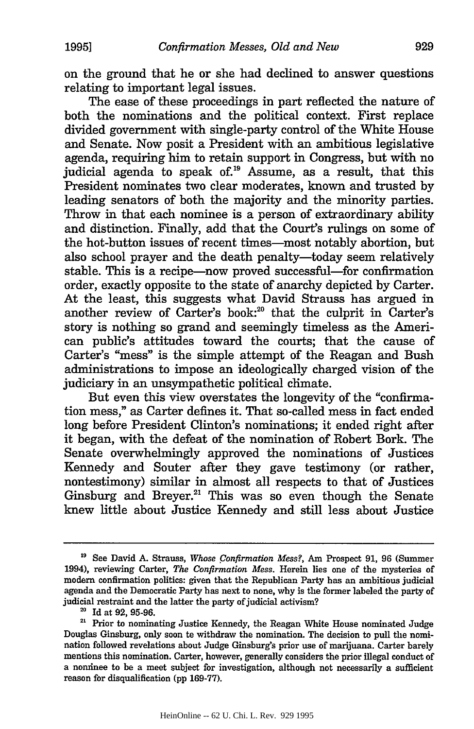on the ground that he or she had declined to answer questions relating to important legal issues.

The ease of these proceedings in part reflected the nature of both the nominations and the political context. First replace divided government with single-party control of the White House and Senate. Now posit a President with an ambitious legislative agenda, requiring him to retain support in Congress, but with no judicial agenda to speak of.[19] Assume, as a result, that this President nominates two clear moderates, known and trusted by leading senators of both the majority and the minority parties. Throw in that each nominee is a person of extraordinary ability and distinction. Finally, add that the Court's rulings on some of the hot-button issues of recent times—most notably abortion, but also school prayer and the death penalty—today seem relatively stable. This is a recipe—now proved successful—for confirmation order, exactly opposite to the state of anarchy depicted by Carter. At the least, this suggests what David Strauss has argued in another review of Carter's book:[20] that the culprit in Carter's story is nothing so grand and seemingly timeless as the American public's attitudes toward the courts; that the cause of Carter's "mess" is the simple attempt of the Reagan and Bush administrations to impose an ideologically charged vision of the judiciary in an unsympathetic political climate.

But even this view overstates the longevity of the "confirmation mess," as Carter defines it. That so-called mess in fact ended long before President Clinton's nominations; it ended right after it began, with the defeat of the nomination of Robert Bork. The Senate overwhelmingly approved the nominations of Justices Kennedy and Souter after they gave testimony (or rather, nontestimony) similar in almost all respects to that of Justices Ginsburg and Breyer.[21] This was so even though the Senate knew little about Justice Kennedy and still less about Justice

---

[19] See David A. Strauss, *Whose Confirmation Mess?*, Am Prospect 91, 96 (Summer 1994), reviewing Carter, *The Confirmation Mess*. Herein lies one of the mysteries of modern confirmation politics: given that the Republican Party has an ambitious judicial agenda and the Democratic Party has next to none, why is the former labeled the party of judicial restraint and the latter the party of judicial activism?

[20] Id at 92, 95-96.

[21] Prior to nominating Justice Kennedy, the Reagan White House nominated Judge Douglas Ginsburg, only soon te withdraw the nomination. The decision to pull the nomination followed revelations about Judge Ginsburg's prior use of marijuana. Carter barely mentions this nomination. Carter, however, generally considers the prior illegal conduct of a nominee to be a meet subject for investigation, although not necessarily a sufficient reason for disqualification (pp 169-77).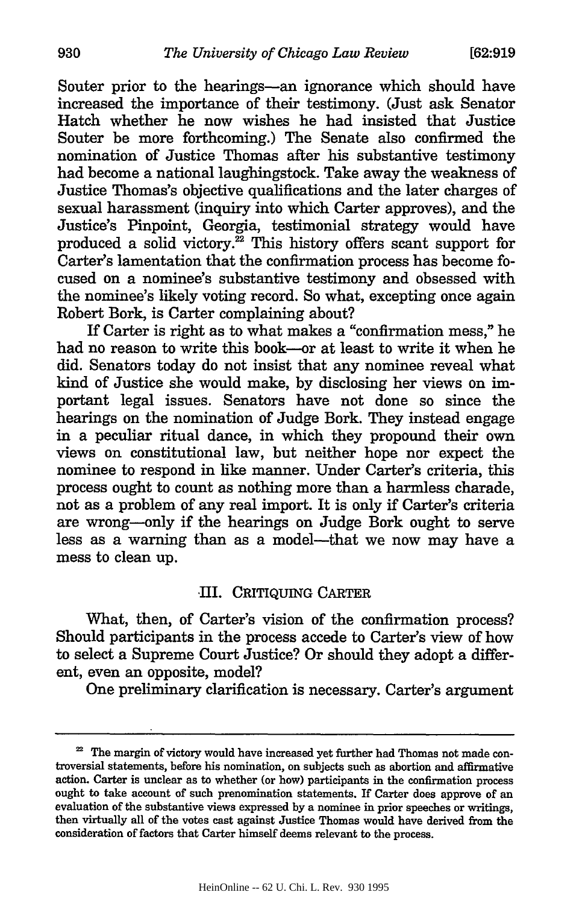Souter prior to the hearings—an ignorance which should have increased the importance of their testimony. (Just ask Senator Hatch whether he now wishes he had insisted that Justice Souter be more forthcoming.) The Senate also confirmed the nomination of Justice Thomas after his substantive testimony had become a national laughingstock. Take away the weakness of Justice Thomas's objective qualifications and the later charges of sexual harassment (inquiry into which Carter approves), and the Justice's Pinpoint, Georgia, testimonial strategy would have produced a solid victory.[22] This history offers scant support for Carter's lamentation that the confirmation process has become focused on a nominee's substantive testimony and obsessed with the nominee's likely voting record. So what, excepting once again Robert Bork, is Carter complaining about?

If Carter is right as to what makes a "confirmation mess," he had no reason to write this book—or at least to write it when he did. Senators today do not insist that any nominee reveal what kind of Justice she would make, by disclosing her views on important legal issues. Senators have not done so since the hearings on the nomination of Judge Bork. They instead engage in a peculiar ritual dance, in which they propound their own views on constitutional law, but neither hope nor expect the nominee to respond in like manner. Under Carter's criteria, this process ought to count as nothing more than a harmless charade, not as a problem of any real import. It is only if Carter's criteria are wrong—only if the hearings on Judge Bork ought to serve less as a warning than as a model—that we now may have a mess to clean up.

## III. CRITIQUING CARTER

What, then, of Carter's vision of the confirmation process? Should participants in the process accede to Carter's view of how to select a Supreme Court Justice? Or should they adopt a different, even an opposite, model?

One preliminary clarification is necessary. Carter's argument

---

[22] The margin of victory would have increased yet further had Thomas not made controversial statements, before his nomination, on subjects such as abortion and affirmative action. Carter is unclear as to whether (or how) participants in the confirmation process ought to take account of such prenomination statements. If Carter does approve of an evaluation of the substantive views expressed by a nominee in prior speeches or writings, then virtually all of the votes cast against Justice Thomas would have derived from the consideration of factors that Carter himself deems relevant to the process.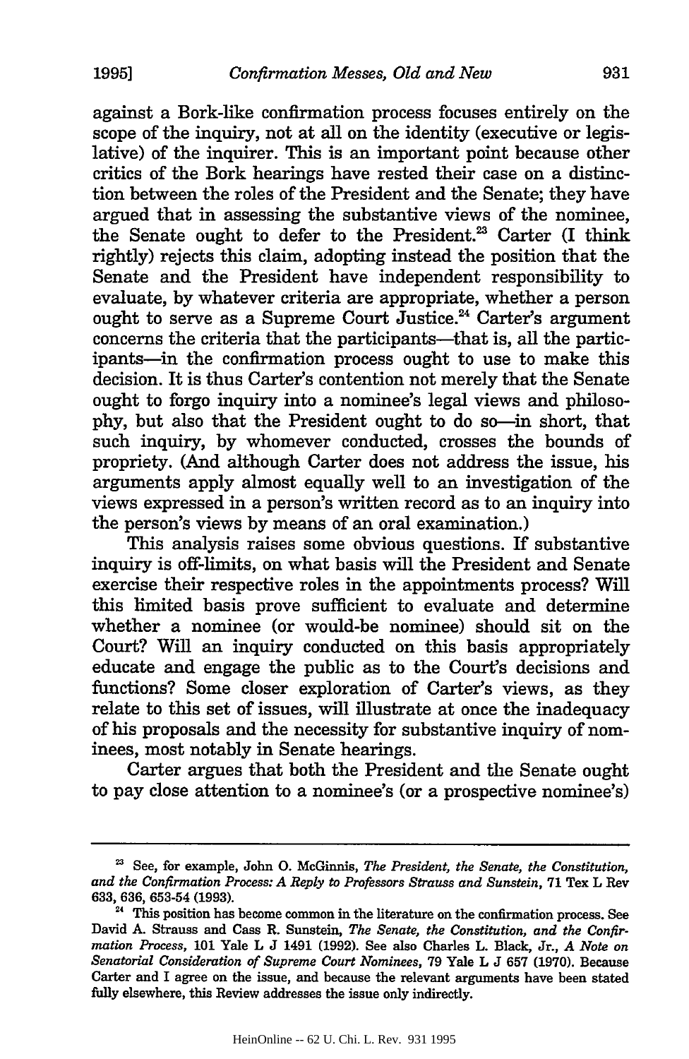against a Bork-like confirmation process focuses entirely on the scope of the inquiry, not at all on the identity (executive or legislative) of the inquirer. This is an important point because other critics of the Bork hearings have rested their case on a distinction between the roles of the President and the Senate; they have argued that in assessing the substantive views of the nominee, the Senate ought to defer to the President.[23] Carter (I think rightly) rejects this claim, adopting instead the position that the Senate and the President have independent responsibility to evaluate, by whatever criteria are appropriate, whether a person ought to serve as a Supreme Court Justice.[24] Carter's argument concerns the criteria that the participants—that is, all the participants—in the confirmation process ought to use to make this decision. It is thus Carter's contention not merely that the Senate ought to forgo inquiry into a nominee's legal views and philosophy, but also that the President ought to do so—in short, that such inquiry, by whomever conducted, crosses the bounds of propriety. (And although Carter does not address the issue, his arguments apply almost equally well to an investigation of the views expressed in a person's written record as to an inquiry into the person's views by means of an oral examination.)

This analysis raises some obvious questions. If substantive inquiry is off-limits, on what basis will the President and Senate exercise their respective roles in the appointments process? Will this limited basis prove sufficient to evaluate and determine whether a nominee (or would-be nominee) should sit on the Court? Will an inquiry conducted on this basis appropriately educate and engage the public as to the Court's decisions and functions? Some closer exploration of Carter's views, as they relate to this set of issues, will illustrate at once the inadequacy of his proposals and the necessity for substantive inquiry of nominees, most notably in Senate hearings.

Carter argues that both the President and the Senate ought to pay close attention to a nominee's (or a prospective nominee's)

---

[23] See, for example, John O. McGinnis, *The President, the Senate, the Constitution, and the Confirmation Process: A Reply to Professors Strauss and Sunstein*, 71 Tex L Rev 633, 636, 653-54 (1993).

[24] This position has become common in the literature on the confirmation process. See David A. Strauss and Cass R. Sunstein, *The Senate, the Constitution, and the Confirmation Process*, 101 Yale L J 1491 (1992). See also Charles L. Black, Jr., *A Note on Senatorial Consideration of Supreme Court Nominees*, 79 Yale L J 657 (1970). Because Carter and I agree on the issue, and because the relevant arguments have been stated fully elsewhere, this Review addresses the issue only indirectly.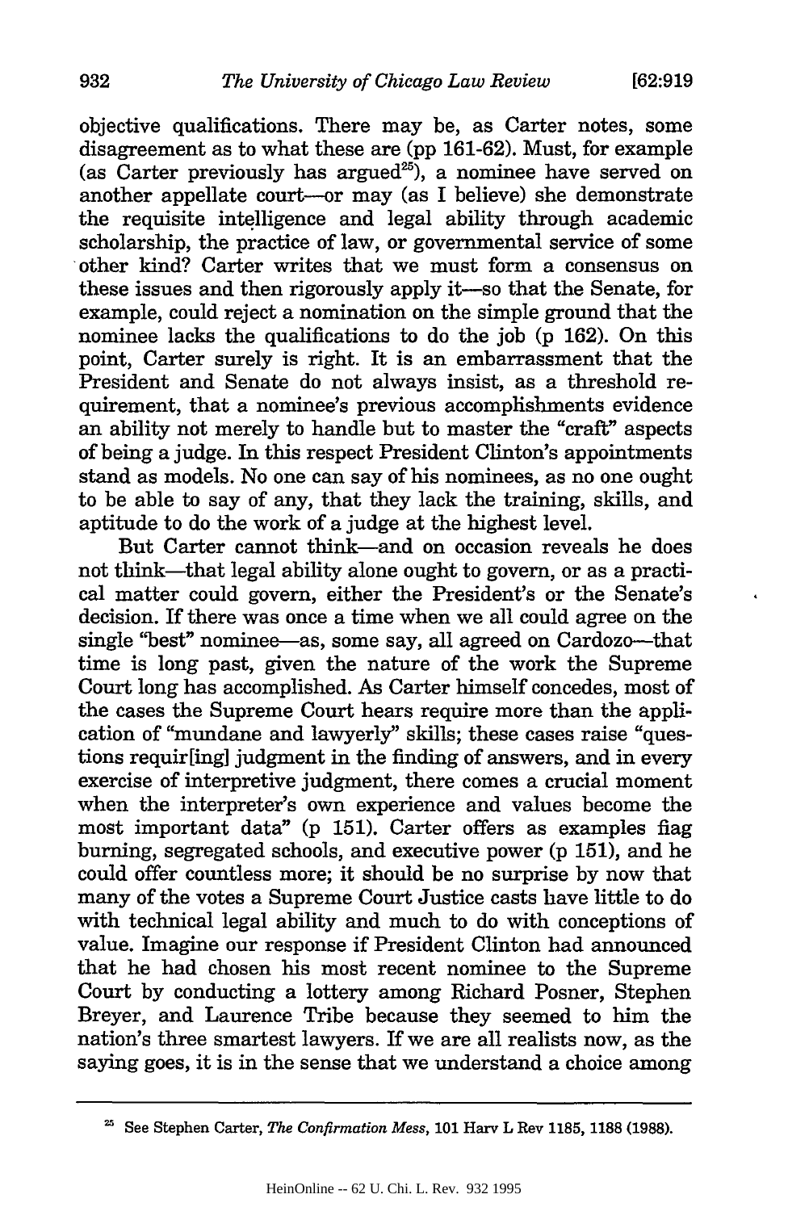objective qualifications. There may be, as Carter notes, some disagreement as to what these are (pp 161-62). Must, for example (as Carter previously has argued[25]), a nominee have served on another appellate court—or may (as I believe) she demonstrate the requisite intelligence and legal ability through academic scholarship, the practice of law, or governmental service of some other kind? Carter writes that we must form a consensus on these issues and then rigorously apply it—so that the Senate, for example, could reject a nomination on the simple ground that the nominee lacks the qualifications to do the job (p 162). On this point, Carter surely is right. It is an embarrassment that the President and Senate do not always insist, as a threshold requirement, that a nominee's previous accomplishments evidence an ability not merely to handle but to master the "craft" aspects of being a judge. In this respect President Clinton's appointments stand as models. No one can say of his nominees, as no one ought to be able to say of any, that they lack the training, skills, and aptitude to do the work of a judge at the highest level.

But Carter cannot think—and on occasion reveals he does not think—that legal ability alone ought to govern, or as a practical matter could govern, either the President's or the Senate's decision. If there was once a time when we all could agree on the single "best" nominee—as, some say, all agreed on Cardozo—that time is long past, given the nature of the work the Supreme Court long has accomplished. As Carter himself concedes, most of the cases the Supreme Court hears require more than the application of "mundane and lawyerly" skills; these cases raise "questions requir[ing] judgment in the finding of answers, and in every exercise of interpretive judgment, there comes a crucial moment when the interpreter's own experience and values become the most important data" (p 151). Carter offers as examples flag burning, segregated schools, and executive power (p 151), and he could offer countless more; it should be no surprise by now that many of the votes a Supreme Court Justice casts have little to do with technical legal ability and much to do with conceptions of value. Imagine our response if President Clinton had announced that he had chosen his most recent nominee to the Supreme Court by conducting a lottery among Richard Posner, Stephen Breyer, and Laurence Tribe because they seemed to him the nation's three smartest lawyers. If we are all realists now, as the saying goes, it is in the sense that we understand a choice among

---

[25] See Stephen Carter, *The Confirmation Mess*, 101 Harv L Rev 1185, 1188 (1988).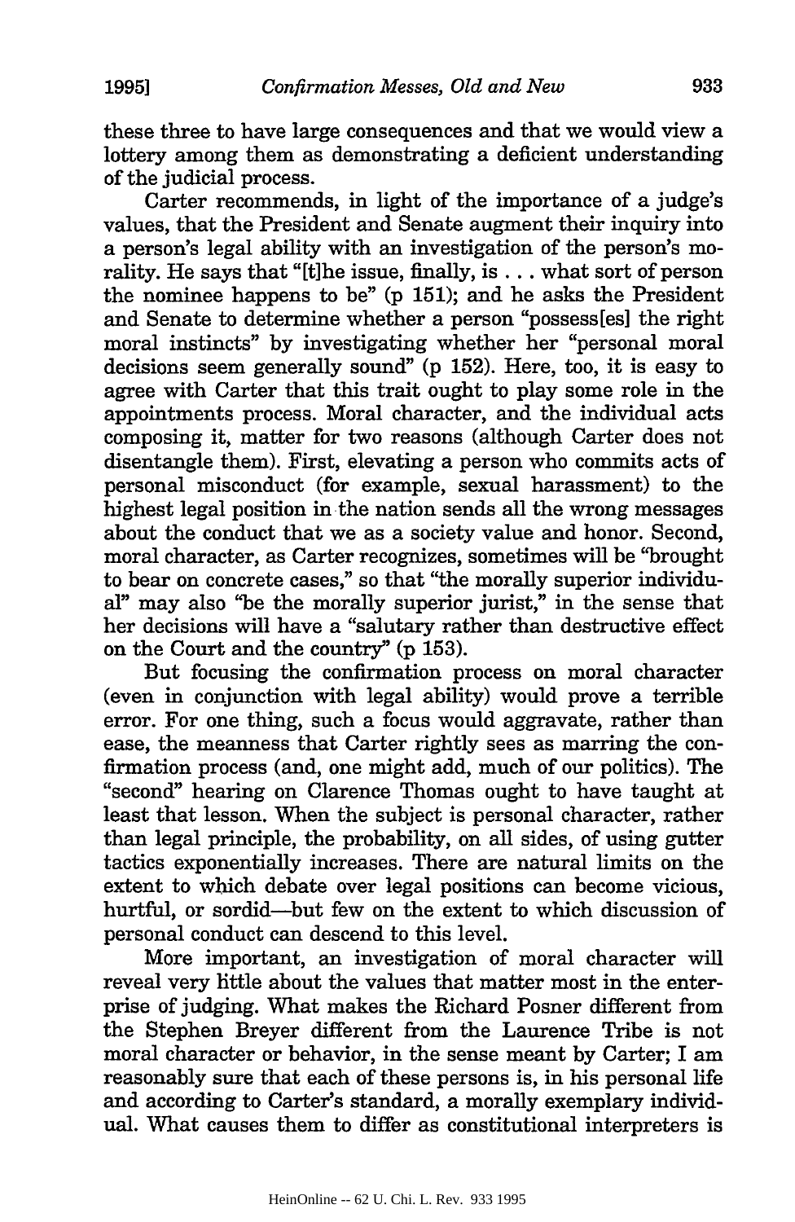these three to have large consequences and that we would view a lottery among them as demonstrating a deficient understanding of the judicial process.

Carter recommends, in light of the importance of a judge's values, that the President and Senate augment their inquiry into a person's legal ability with an investigation of the person's morality. He says that "[t]he issue, finally, is . . . what sort of person the nominee happens to be" (p 151); and he asks the President and Senate to determine whether a person "possess[es] the right moral instincts" by investigating whether her "personal moral decisions seem generally sound" (p 152). Here, too, it is easy to agree with Carter that this trait ought to play some role in the appointments process. Moral character, and the individual acts composing it, matter for two reasons (although Carter does not disentangle them). First, elevating a person who commits acts of personal misconduct (for example, sexual harassment) to the highest legal position in the nation sends all the wrong messages about the conduct that we as a society value and honor. Second, moral character, as Carter recognizes, sometimes will be "brought to bear on concrete cases," so that "the morally superior individual" may also "be the morally superior jurist," in the sense that her decisions will have a "salutary rather than destructive effect on the Court and the country" (p 153).

But focusing the confirmation process on moral character (even in conjunction with legal ability) would prove a terrible error. For one thing, such a focus would aggravate, rather than ease, the meanness that Carter rightly sees as marring the confirmation process (and, one might add, much of our politics). The "second" hearing on Clarence Thomas ought to have taught at least that lesson. When the subject is personal character, rather than legal principle, the probability, on all sides, of using gutter tactics exponentially increases. There are natural limits on the extent to which debate over legal positions can become vicious, hurtful, or sordid—but few on the extent to which discussion of personal conduct can descend to this level.

More important, an investigation of moral character will reveal very little about the values that matter most in the enterprise of judging. What makes the Richard Posner different from the Stephen Breyer different from the Laurence Tribe is not moral character or behavior, in the sense meant by Carter; I am reasonably sure that each of these persons is, in his personal life and according to Carter's standard, a morally exemplary individual. What causes them to differ as constitutional interpreters is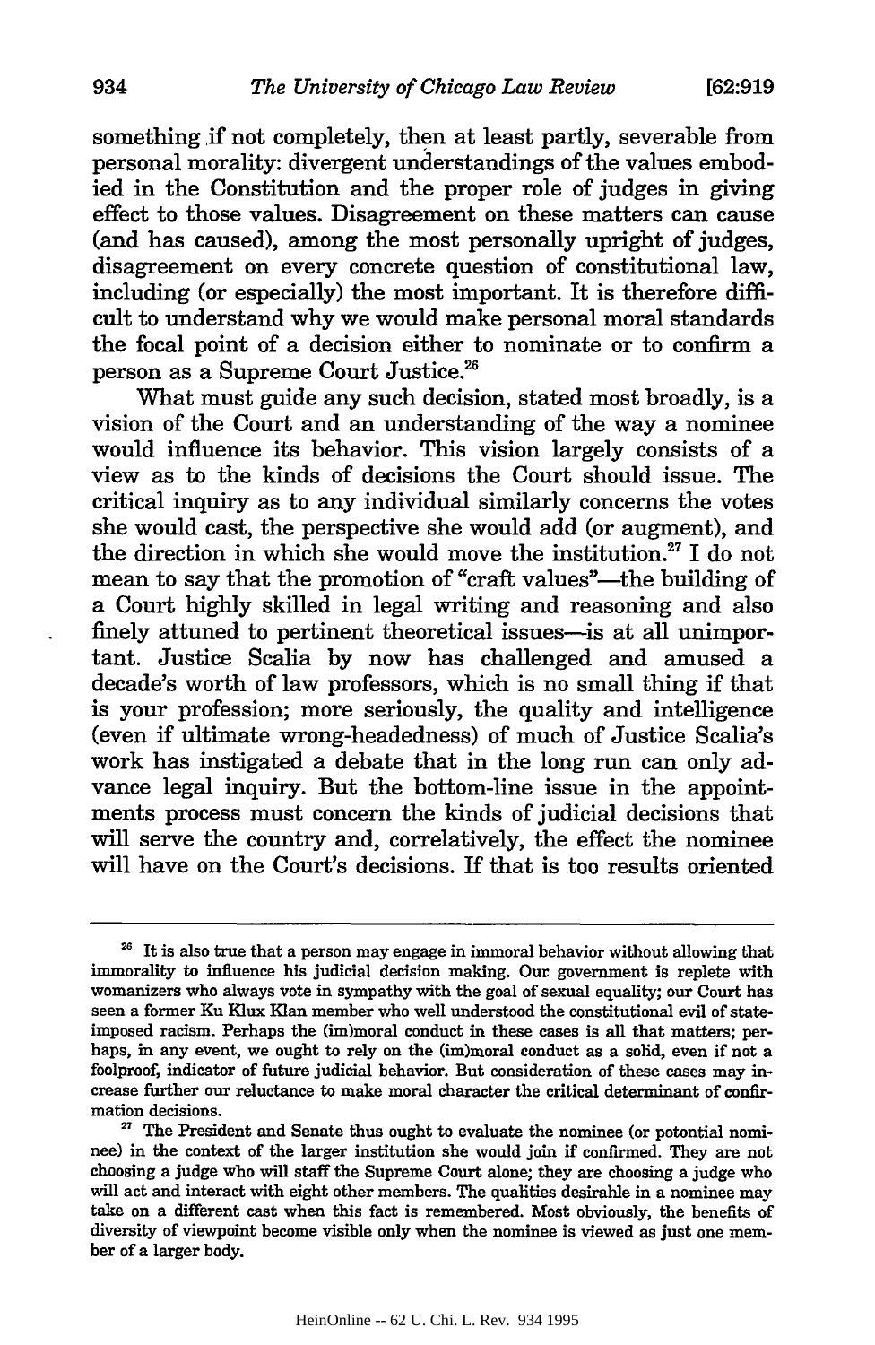something if not completely, then at least partly, severable from personal morality: divergent understandings of the values embodied in the Constitution and the proper role of judges in giving effect to those values. Disagreement on these matters can cause (and has caused), among the most personally upright of judges, disagreement on every concrete question of constitutional law, including (or especially) the most important. It is therefore difficult to understand why we would make personal moral standards the focal point of a decision either to nominate or to confirm a person as a Supreme Court Justice.[26]

What must guide any such decision, stated most broadly, is a vision of the Court and an understanding of the way a nominee would influence its behavior. This vision largely consists of a view as to the kinds of decisions the Court should issue. The critical inquiry as to any individual similarly concerns the votes she would cast, the perspective she would add (or augment), and the direction in which she would move the institution.[27] I do not mean to say that the promotion of "craft values"—the building of a Court highly skilled in legal writing and reasoning and also finely attuned to pertinent theoretical issues—is at all unimportant. Justice Scalia by now has challenged and amused a decade's worth of law professors, which is no small thing if that is your profession; more seriously, the quality and intelligence (even if ultimate wrong-headedness) of much of Justice Scalia's work has instigated a debate that in the long run can only advance legal inquiry. But the bottom-line issue in the appointments process must concern the kinds of judicial decisions that will serve the country and, correlatively, the effect the nominee will have on the Court's decisions. If that is too results oriented

---

[26] It is also true that a person may engage in immoral behavior without allowing that immorality to influence his judicial decision making. Our government is replete with womanizers who always vote in sympathy with the goal of sexual equality; our Court has seen a former Ku Klux Klan member who well understood the constitutional evil of state-imposed racism. Perhaps the (im)moral conduct in these cases is all that matters; perhaps, in any event, we ought to rely on the (im)moral conduct as a solid, even if not a foolproof, indicator of future judicial behavior. But consideration of these cases may increase further our reluctance to make moral character the critical determinant of confirmation decisions.

[27] The President and Senate thus ought to evaluate the nominee (or potontial nominee) in the context of the larger institution she would join if confirmed. They are not choosing a judge who will staff the Supreme Court alone; they are choosing a judge who will act and interact with eight other members. The qualities desirable in a nominee may take on a different cast when this fact is remembered. Most obviously, the benefits of diversity of viewpoint become visible only when the nominee is viewed as just one member of a larger body.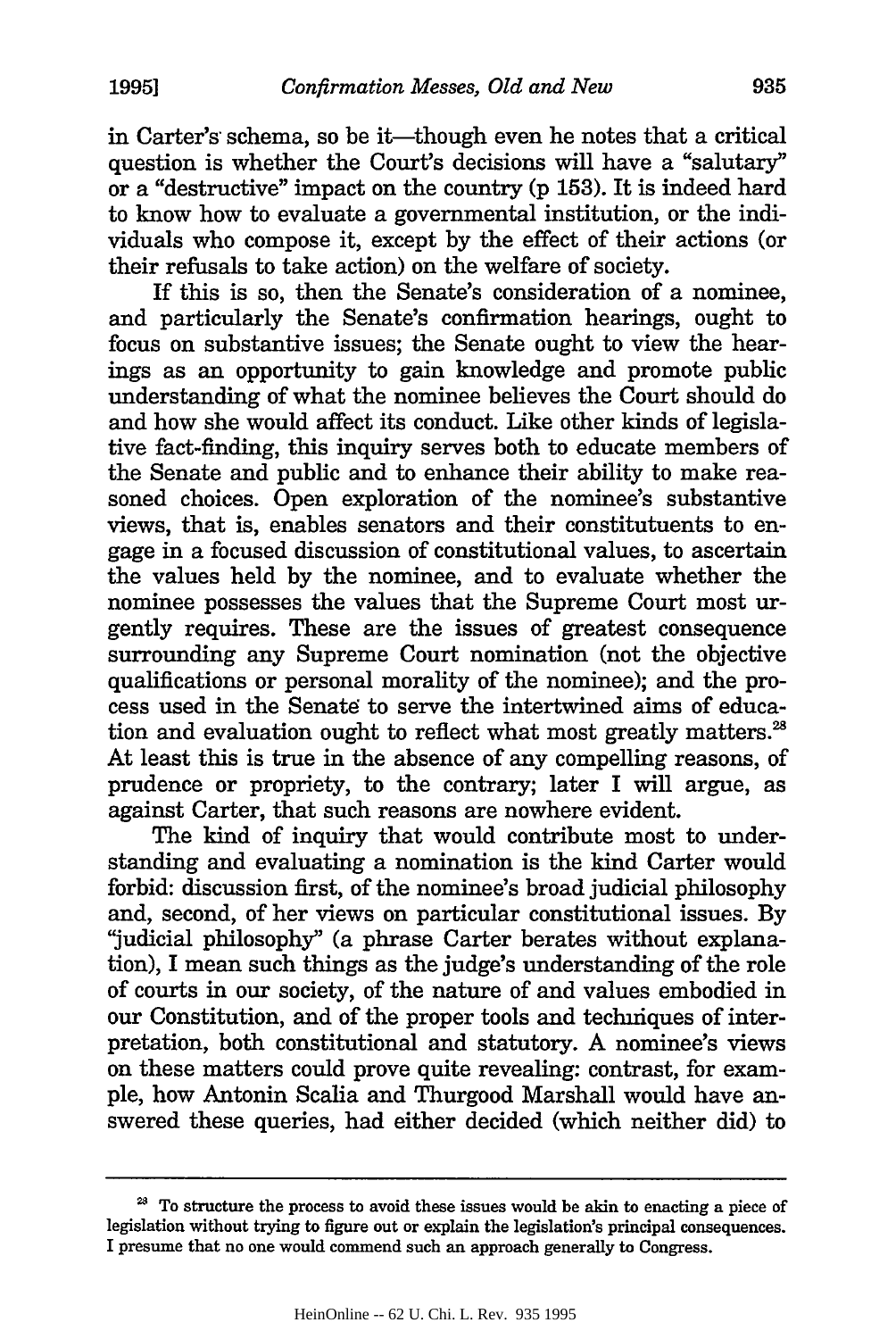in Carter's schema, so be it—though even he notes that a critical question is whether the Court's decisions will have a "salutary" or a "destructive" impact on the country (p 153). It is indeed hard to know how to evaluate a governmental institution, or the individuals who compose it, except by the effect of their actions (or their refusals to take action) on the welfare of society.

If this is so, then the Senate's consideration of a nominee, and particularly the Senate's confirmation hearings, ought to focus on substantive issues; the Senate ought to view the hearings as an opportunity to gain knowledge and promote public understanding of what the nominee believes the Court should do and how she would affect its conduct. Like other kinds of legislative fact-finding, this inquiry serves both to educate members of the Senate and public and to enhance their ability to make reasoned choices. Open exploration of the nominee's substantive views, that is, enables senators and their constitutuents to engage in a focused discussion of constitutional values, to ascertain the values held by the nominee, and to evaluate whether the nominee possesses the values that the Supreme Court most urgently requires. These are the issues of greatest consequence surrounding any Supreme Court nomination (not the objective qualifications or personal morality of the nominee); and the process used in the Senate to serve the intertwined aims of education and evaluation ought to reflect what most greatly matters.[28] At least this is true in the absence of any compelling reasons, of prudence or propriety, to the contrary; later I will argue, as against Carter, that such reasons are nowhere evident.

The kind of inquiry that would contribute most to understanding and evaluating a nomination is the kind Carter would forbid: discussion first, of the nominee's broad judicial philosophy and, second, of her views on particular constitutional issues. By "judicial philosophy" (a phrase Carter berates without explanation), I mean such things as the judge's understanding of the role of courts in our society, of the nature of and values embodied in our Constitution, and of the proper tools and techniques of interpretation, both constitutional and statutory. A nominee's views on these matters could prove quite revealing: contrast, for example, how Antonin Scalia and Thurgood Marshall would have answered these queries, had either decided (which neither did) to

[28] To structure the process to avoid these issues would be akin to enacting a piece of legislation without trying to figure out or explain the legislation's principal consequences. I presume that no one would commend such an approach generally to Congress.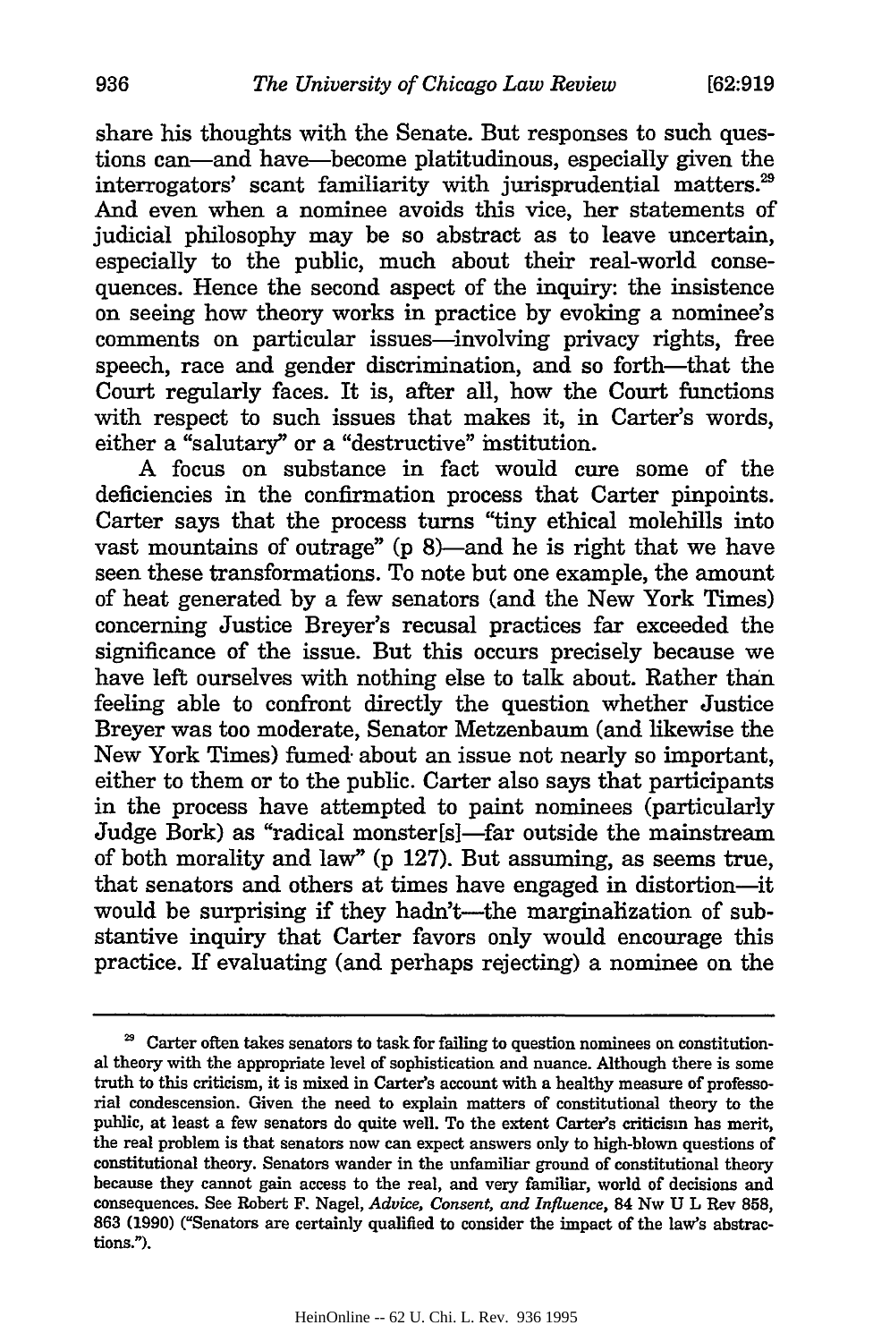share his thoughts with the Senate. But responses to such questions can—and have—become platitudinous, especially given the interrogators' scant familiarity with jurisprudential matters.[29] And even when a nominee avoids this vice, her statements of judicial philosophy may be so abstract as to leave uncertain, especially to the public, much about their real-world consequences. Hence the second aspect of the inquiry: the insistence on seeing how theory works in practice by evoking a nominee's comments on particular issues—involving privacy rights, free speech, race and gender discrimination, and so forth—that the Court regularly faces. It is, after all, how the Court functions with respect to such issues that makes it, in Carter's words, either a "salutary" or a "destructive" institution.

A focus on substance in fact would cure some of the deficiencies in the confirmation process that Carter pinpoints. Carter says that the process turns "tiny ethical molehills into vast mountains of outrage" (p 8)—and he is right that we have seen these transformations. To note but one example, the amount of heat generated by a few senators (and the New York Times) concerning Justice Breyer's recusal practices far exceeded the significance of the issue. But this occurs precisely because we have left ourselves with nothing else to talk about. Rather than feeling able to confront directly the question whether Justice Breyer was too moderate, Senator Metzenbaum (and likewise the New York Times) fumed about an issue not nearly so important, either to them or to the public. Carter also says that participants in the process have attempted to paint nominees (particularly Judge Bork) as "radical monster[s]—far outside the mainstream of both morality and law" (p 127). But assuming, as seems true, that senators and others at times have engaged in distortion—it would be surprising if they hadn't—the marginalization of substantive inquiry that Carter favors only would encourage this practice. If evaluating (and perhaps rejecting) a nominee on the

---

[29] Carter often takes senators to task for failing to question nominees on constitutional theory with the appropriate level of sophistication and nuance. Although there is some truth to this criticism, it is mixed in Carter's account with a healthy measure of professorial condescension. Given the need to explain matters of constitutional theory to the public, at least a few senators do quite well. To the extent Carter's criticism has merit, the real problem is that senators now can expect answers only to high-blown questions of constitutional theory. Senators wander in the unfamiliar ground of constitutional theory because they cannot gain access to the real, and very familiar, world of decisions and consequences. See Robert F. Nagel, *Advice, Consent, and Influence*, 84 Nw U L Rev 858, 863 (1990) ("Senators are certainly qualified to consider the impact of the law's abstractions.").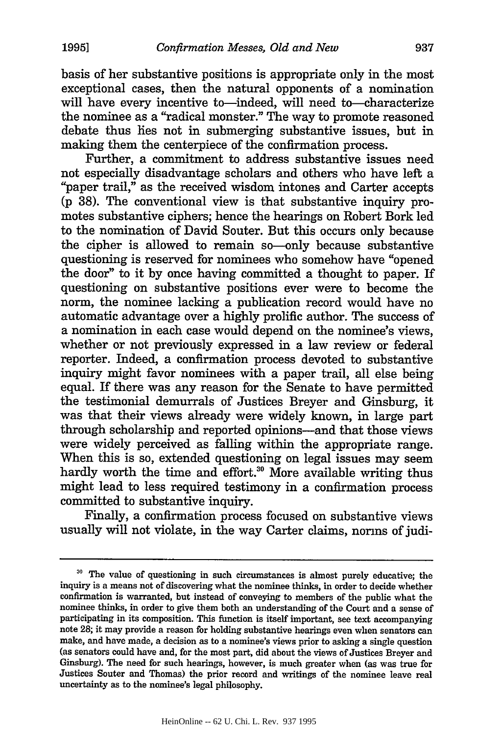basis of her substantive positions is appropriate only in the most exceptional cases, then the natural opponents of a nomination will have every incentive to—indeed, will need to—characterize the nominee as a "radical monster." The way to promote reasoned debate thus lies not in submerging substantive issues, but in making them the centerpiece of the confirmation process.

Further, a commitment to address substantive issues need not especially disadvantage scholars and others who have left a "paper trail," as the received wisdom intones and Carter accepts (p 38). The conventional view is that substantive inquiry promotes substantive ciphers; hence the hearings on Robert Bork led to the nomination of David Souter. But this occurs only because the cipher is allowed to remain so—only because substantive questioning is reserved for nominees who somehow have "opened the door" to it by once having committed a thought to paper. If questioning on substantive positions ever were to become the norm, the nominee lacking a publication record would have no automatic advantage over a highly prolific author. The success of a nomination in each case would depend on the nominee's views, whether or not previously expressed in a law review or federal reporter. Indeed, a confirmation process devoted to substantive inquiry might favor nominees with a paper trail, all else being equal. If there was any reason for the Senate to have permitted the testimonial demurrals of Justices Breyer and Ginsburg, it was that their views already were widely known, in large part through scholarship and reported opinions—and that those views were widely perceived as falling within the appropriate range. When this is so, extended questioning on legal issues may seem hardly worth the time and effort.[30] More available writing thus might lead to less required testimony in a confirmation process committed to substantive inquiry.

Finally, a confirmation process focused on substantive views usually will not violate, in the way Carter claims, norms of judi-

---

[30] The value of questioning in such circumstances is almost purely educative; the inquiry is a means not of discovering what the nominee thinks, in order to decide whether confirmation is warranted, but instead of conveying to members of the public what the nominee thinks, in order to give them both an understanding of the Court and a sense of participating in its composition. This function is itself important, see text accompanying note 28; it may provide a reason for holding substantive hearings even when senators can make, and have made, a decision as to a nominee's views prior to asking a single question (as senators could have and, for the most part, did about the views of Justices Breyer and Ginsburg). The need for such hearings, however, is much greater when (as was true for Justices Souter and Thomas) the prior record and writings of the nominee leave real uncertainty as to the nominee's legal philosophy.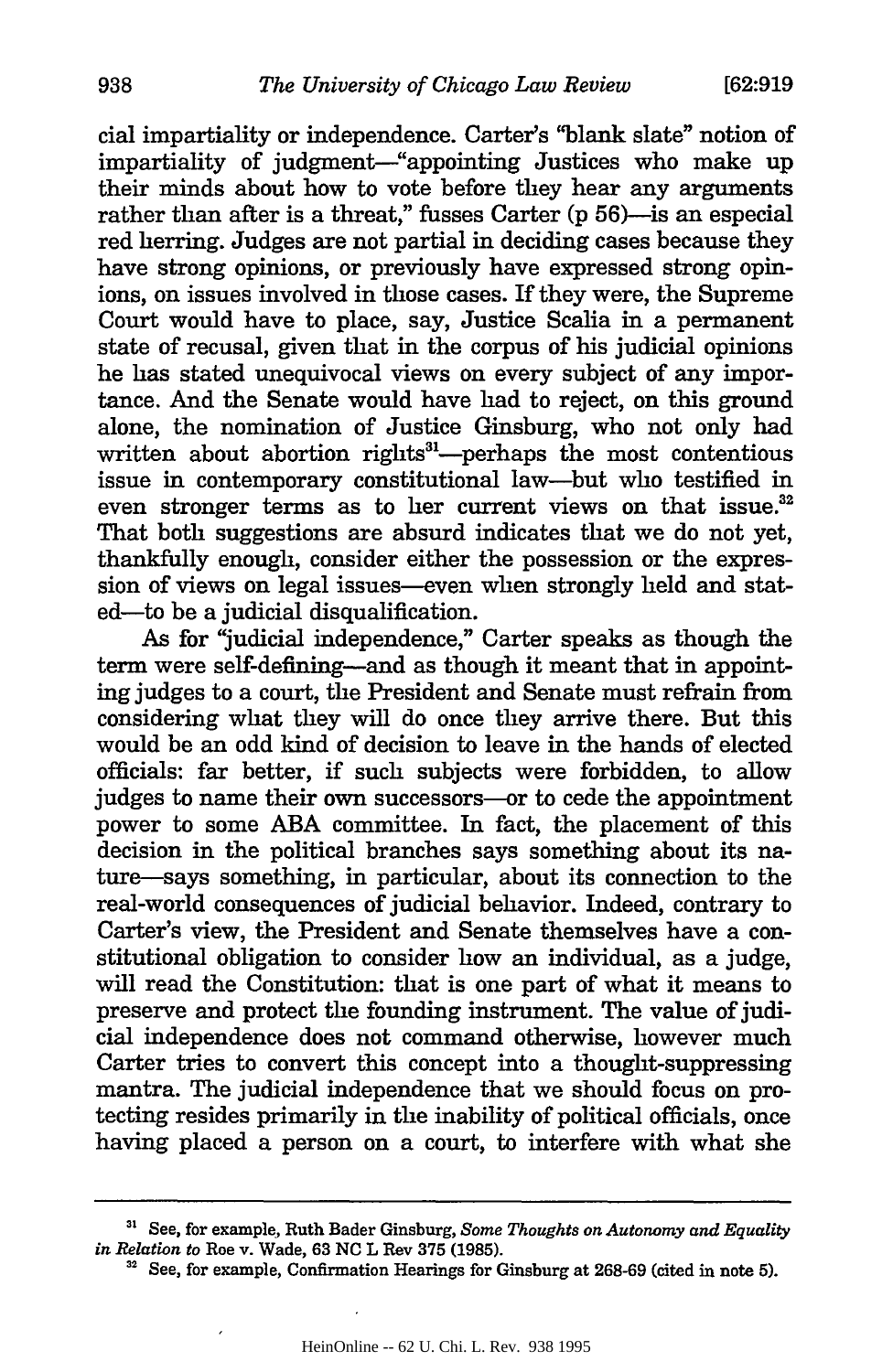cial impartiality or independence. Carter's "blank slate" notion of impartiality of judgment—"appointing Justices who make up their minds about how to vote before they hear any arguments rather than after is a threat," fusses Carter (p 56)—is an especial red herring. Judges are not partial in deciding cases because they have strong opinions, or previously have expressed strong opinions, on issues involved in those cases. If they were, the Supreme Court would have to place, say, Justice Scalia in a permanent state of recusal, given that in the corpus of his judicial opinions he has stated unequivocal views on every subject of any importance. And the Senate would have had to reject, on this ground alone, the nomination of Justice Ginsburg, who not only had written about abortion rights[31]—perhaps the most contentious issue in contemporary constitutional law—but who testified in even stronger terms as to her current views on that issue.[32] That both suggestions are absurd indicates that we do not yet, thankfully enough, consider either the possession or the expression of views on legal issues—even when strongly held and stated—to be a judicial disqualification.

As for "judicial independence," Carter speaks as though the term were self-defining—and as though it meant that in appointing judges to a court, the President and Senate must refrain from considering what they will do once they arrive there. But this would be an odd kind of decision to leave in the hands of elected officials: far better, if such subjects were forbidden, to allow judges to name their own successors—or to cede the appointment power to some ABA committee. In fact, the placement of this decision in the political branches says something about its nature—says something, in particular, about its connection to the real-world consequences of judicial behavior. Indeed, contrary to Carter's view, the President and Senate themselves have a constitutional obligation to consider how an individual, as a judge, will read the Constitution: that is one part of what it means to preserve and protect the founding instrument. The value of judicial independence does not command otherwise, however much Carter tries to convert this concept into a thought-suppressing mantra. The judicial independence that we should focus on protecting resides primarily in the inability of political officials, once having placed a person on a court, to interfere with what she

---

[31] See, for example, Ruth Bader Ginsburg, *Some Thoughts on Autonomy and Equality in Relation to* Roe v. Wade, 63 NC L Rev 375 (1985).

[32] See, for example, Confirmation Hearings for Ginsburg at 268-69 (cited in note 5).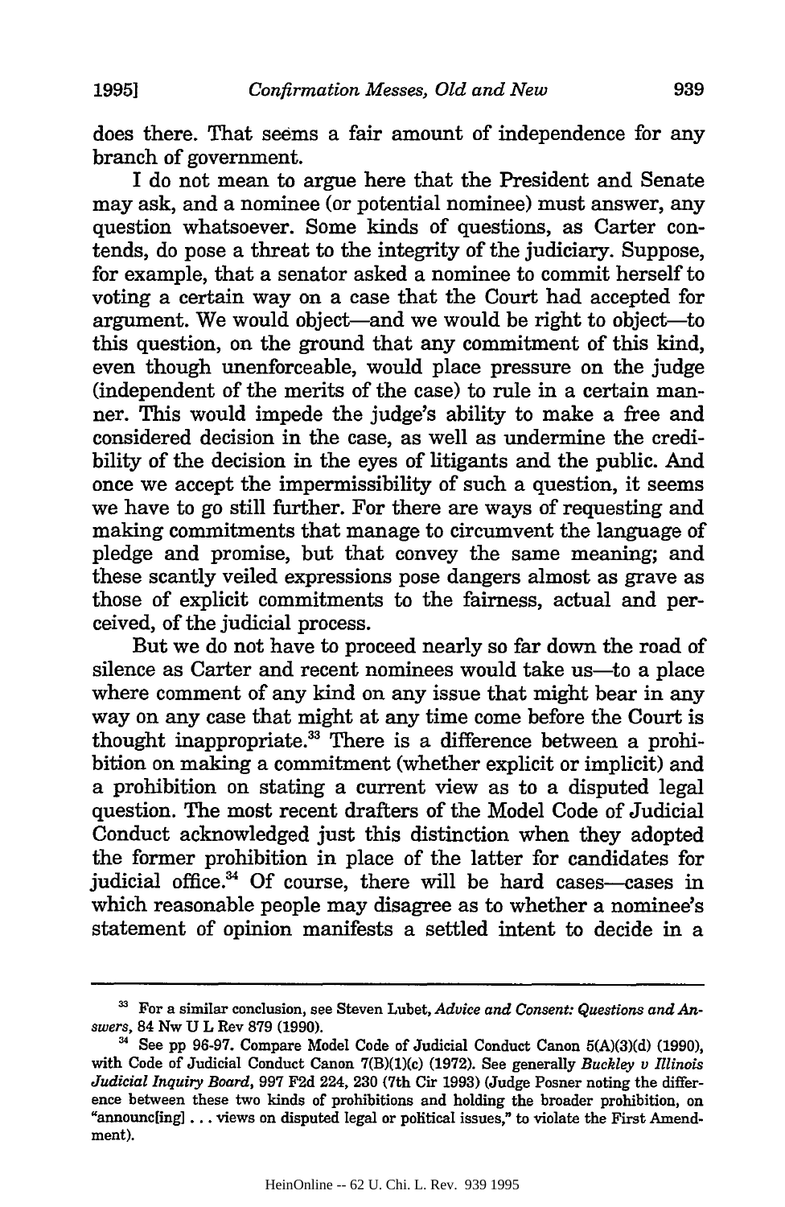does there. That seems a fair amount of independence for any branch of government.

I do not mean to argue here that the President and Senate may ask, and a nominee (or potential nominee) must answer, any question whatsoever. Some kinds of questions, as Carter contends, do pose a threat to the integrity of the judiciary. Suppose, for example, that a senator asked a nominee to commit herself to voting a certain way on a case that the Court had accepted for argument. We would object—and we would be right to object—to this question, on the ground that any commitment of this kind, even though unenforceable, would place pressure on the judge (independent of the merits of the case) to rule in a certain manner. This would impede the judge's ability to make a free and considered decision in the case, as well as undermine the credibility of the decision in the eyes of litigants and the public. And once we accept the impermissibility of such a question, it seems we have to go still further. For there are ways of requesting and making commitments that manage to circumvent the language of pledge and promise, but that convey the same meaning; and these scantly veiled expressions pose dangers almost as grave as those of explicit commitments to the fairness, actual and perceived, of the judicial process.

But we do not have to proceed nearly so far down the road of silence as Carter and recent nominees would take us—to a place where comment of any kind on any issue that might bear in any way on any case that might at any time come before the Court is thought inappropriate.[33] There is a difference between a prohibition on making a commitment (whether explicit or implicit) and a prohibition on stating a current view as to a disputed legal question. The most recent drafters of the Model Code of Judicial Conduct acknowledged just this distinction when they adopted the former prohibition in place of the latter for candidates for judicial office.[34] Of course, there will be hard cases—cases in which reasonable people may disagree as to whether a nominee's statement of opinion manifests a settled intent to decide in a

---

[33] For a similar conclusion, see Steven Lubet, *Advice and Consent: Questions and Answers*, 84 Nw U L Rev 879 (1990).

[34] See pp 96-97. Compare Model Code of Judicial Conduct Canon 5(A)(3)(d) (1990), with Code of Judicial Conduct Canon 7(B)(1)(c) (1972). See generally *Buckley v Illinois Judicial Inquiry Board*, 997 F2d 224, 230 (7th Cir 1993) (Judge Posner noting the difference between these two kinds of prohibitions and holding the broader prohibition, on "announc[ing] . . . views on disputed legal or political issues," to violate the First Amendment).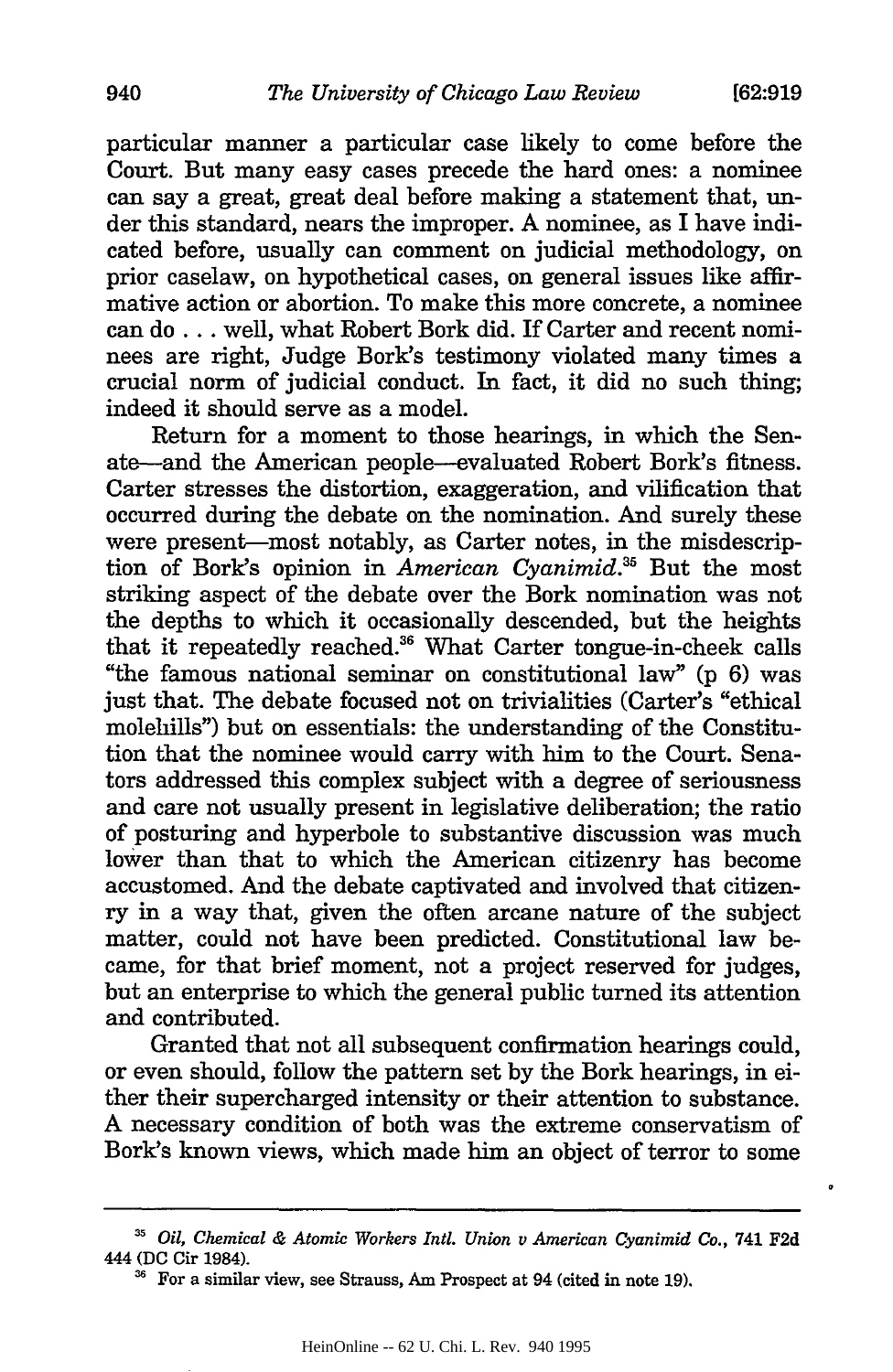particular manner a particular case likely to come before the Court. But many easy cases precede the hard ones: a nominee can say a great, great deal before making a statement that, under this standard, nears the improper. A nominee, as I have indicated before, usually can comment on judicial methodology, on prior caselaw, on hypothetical cases, on general issues like affirmative action or abortion. To make this more concrete, a nominee can do . . . well, what Robert Bork did. If Carter and recent nominees are right, Judge Bork's testimony violated many times a crucial norm of judicial conduct. In fact, it did no such thing; indeed it should serve as a model.

Return for a moment to those hearings, in which the Senate—and the American people—evaluated Robert Bork's fitness. Carter stresses the distortion, exaggeration, and vilification that occurred during the debate on the nomination. And surely these were present—most notably, as Carter notes, in the misdescription of Bork's opinion in *American Cyanimid*.[35] But the most striking aspect of the debate over the Bork nomination was not the depths to which it occasionally descended, but the heights that it repeatedly reached.[36] What Carter tongue-in-cheek calls "the famous national seminar on constitutional law" (p 6) was just that. The debate focused not on trivialities (Carter's "ethical molehills") but on essentials: the understanding of the Constitution that the nominee would carry with him to the Court. Senators addressed this complex subject with a degree of seriousness and care not usually present in legislative deliberation; the ratio of posturing and hyperbole to substantive discussion was much lower than that to which the American citizenry has become accustomed. And the debate captivated and involved that citizenry in a way that, given the often arcane nature of the subject matter, could not have been predicted. Constitutional law became, for that brief moment, not a project reserved for judges, but an enterprise to which the general public turned its attention and contributed.

Granted that not all subsequent confirmation hearings could, or even should, follow the pattern set by the Bork hearings, in either their supercharged intensity or their attention to substance. A necessary condition of both was the extreme conservatism of Bork's known views, which made him an object of terror to some

---

[35] *Oil, Chemical & Atomic Workers Intl. Union v American Cyanimid Co.*, 741 F2d 444 (DC Cir 1984).

[36] For a similar view, see Strauss, Am Prospect at 94 (cited in note 19).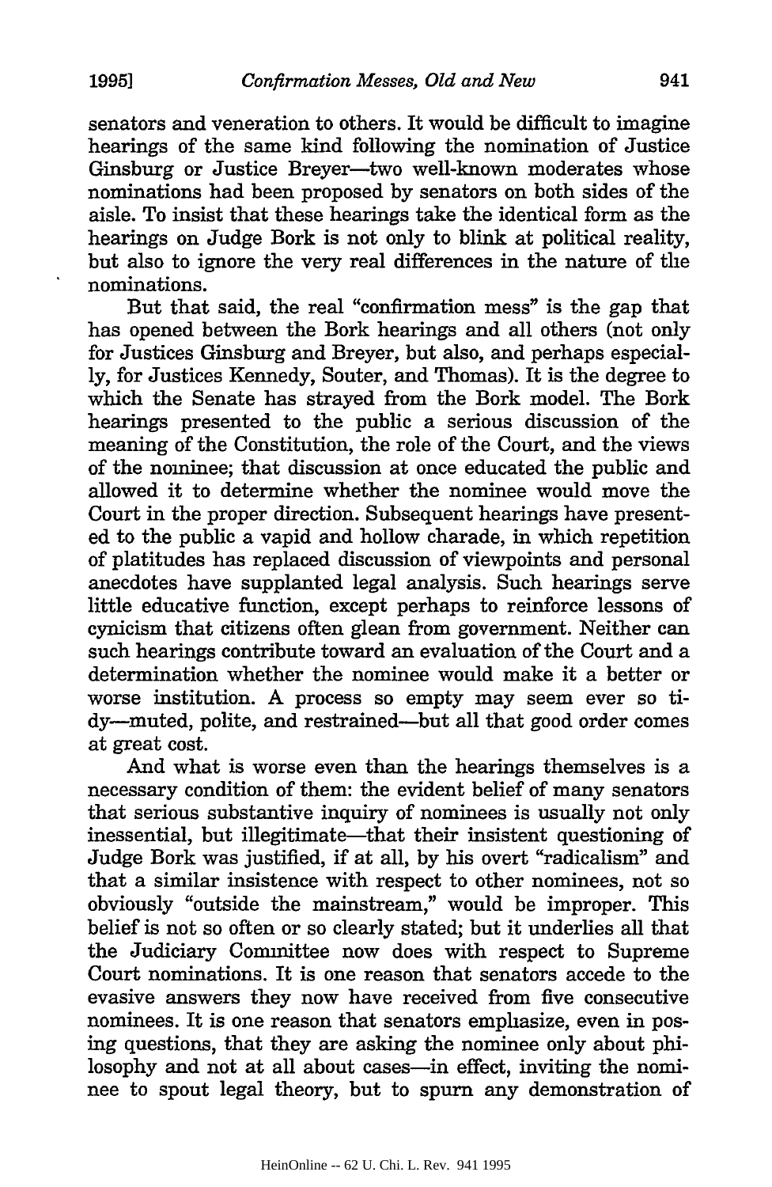senators and veneration to others. It would be difficult to imagine hearings of the same kind following the nomination of Justice Ginsburg or Justice Breyer—two well-known moderates whose nominations had been proposed by senators on both sides of the aisle. To insist that these hearings take the identical form as the hearings on Judge Bork is not only to blink at political reality, but also to ignore the very real differences in the nature of the nominations.

But that said, the real "confirmation mess" is the gap that has opened between the Bork hearings and all others (not only for Justices Ginsburg and Breyer, but also, and perhaps especially, for Justices Kennedy, Souter, and Thomas). It is the degree to which the Senate has strayed from the Bork model. The Bork hearings presented to the public a serious discussion of the meaning of the Constitution, the role of the Court, and the views of the nominee; that discussion at once educated the public and allowed it to determine whether the nominee would move the Court in the proper direction. Subsequent hearings have presented to the public a vapid and hollow charade, in which repetition of platitudes has replaced discussion of viewpoints and personal anecdotes have supplanted legal analysis. Such hearings serve little educative function, except perhaps to reinforce lessons of cynicism that citizens often glean from government. Neither can such hearings contribute toward an evaluation of the Court and a determination whether the nominee would make it a better or worse institution. A process so empty may seem ever so tidy—muted, polite, and restrained—but all that good order comes at great cost.

And what is worse even than the hearings themselves is a necessary condition of them: the evident belief of many senators that serious substantive inquiry of nominees is usually not only inessential, but illegitimate—that their insistent questioning of Judge Bork was justified, if at all, by his overt "radicalism" and that a similar insistence with respect to other nominees, not so obviously "outside the mainstream," would be improper. This belief is not so often or so clearly stated; but it underlies all that the Judiciary Committee now does with respect to Supreme Court nominations. It is one reason that senators accede to the evasive answers they now have received from five consecutive nominees. It is one reason that senators emphasize, even in posing questions, that they are asking the nominee only about philosophy and not at all about cases—in effect, inviting the nominee to spout legal theory, but to spurn any demonstration of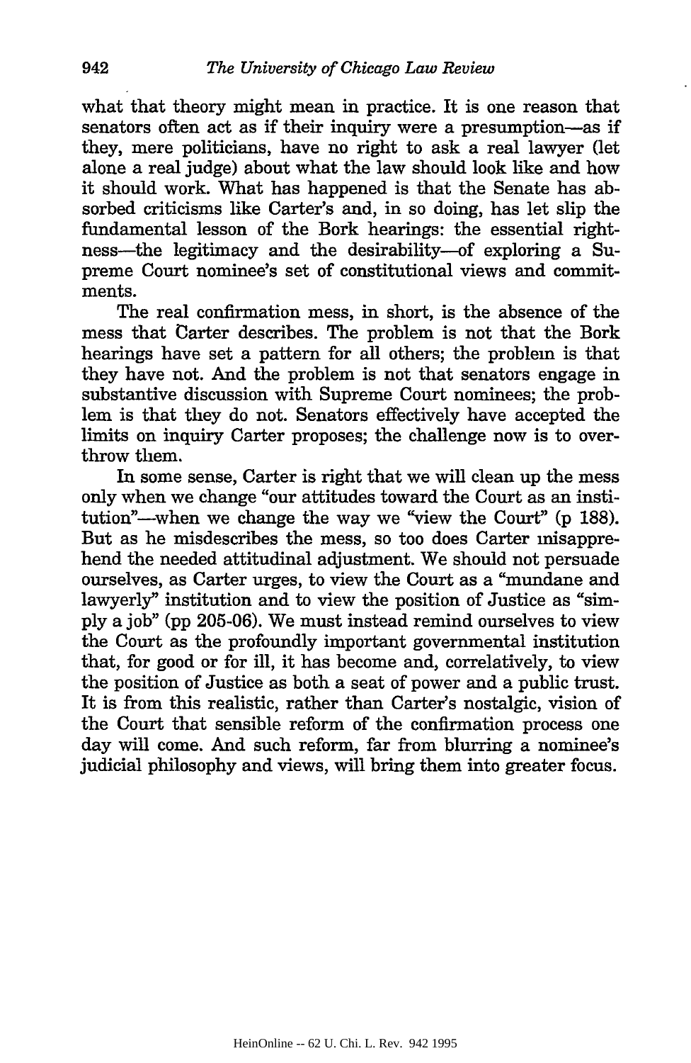what that theory might mean in practice. It is one reason that senators often act as if their inquiry were a presumption—as if they, mere politicians, have no right to ask a real lawyer (let alone a real judge) about what the law should look like and how it should work. What has happened is that the Senate has absorbed criticisms like Carter's and, in so doing, has let slip the fundamental lesson of the Bork hearings: the essential rightness—the legitimacy and the desirability—of exploring a Supreme Court nominee's set of constitutional views and commitments.

The real confirmation mess, in short, is the absence of the mess that Carter describes. The problem is not that the Bork hearings have set a pattern for all others; the problem is that they have not. And the problem is not that senators engage in substantive discussion with Supreme Court nominees; the problem is that they do not. Senators effectively have accepted the limits on inquiry Carter proposes; the challenge now is to overthrow them.

In some sense, Carter is right that we will clean up the mess only when we change "our attitudes toward the Court as an institution"—when we change the way we "view the Court" (p 188). But as he misdescribes the mess, so too does Carter misapprehend the needed attitudinal adjustment. We should not persuade ourselves, as Carter urges, to view the Court as a "mundane and lawyerly" institution and to view the position of Justice as "simply a job" (pp 205-06). We must instead remind ourselves to view the Court as the profoundly important governmental institution that, for good or for ill, it has become and, correlatively, to view the position of Justice as both a seat of power and a public trust. It is from this realistic, rather than Carter's nostalgic, vision of the Court that sensible reform of the confirmation process one day will come. And such reform, far from blurring a nominee's judicial philosophy and views, will bring them into greater focus.